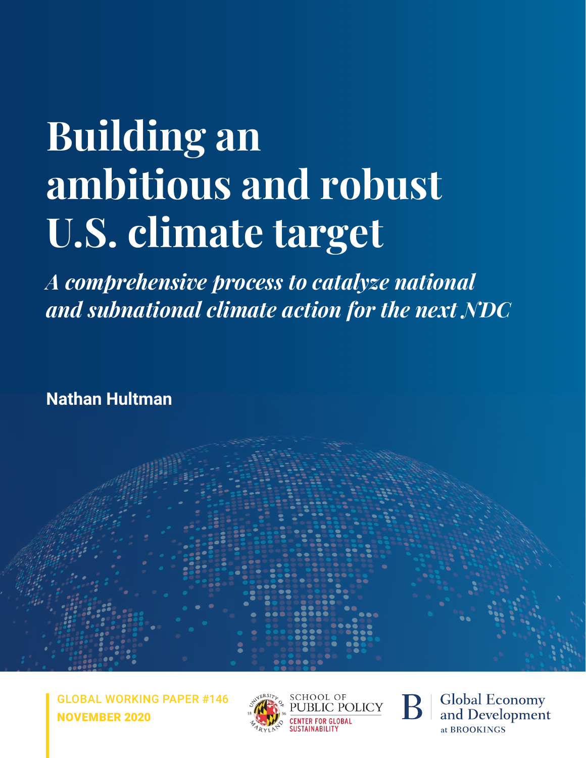# Building an ambitious and robust U.S. climate target

*A comprehensive process to catalyze national and subnational climate action for the next NDC*

**Nathan Hultman**

GLOBAL WORKING PAPER #146

**NOVEMBER 2020**

SCHOOL OF PUBLIC POLICY
CENTER FOR GLOBAL SUSTAINABILITY

Global Economy and Development at BROOKINGS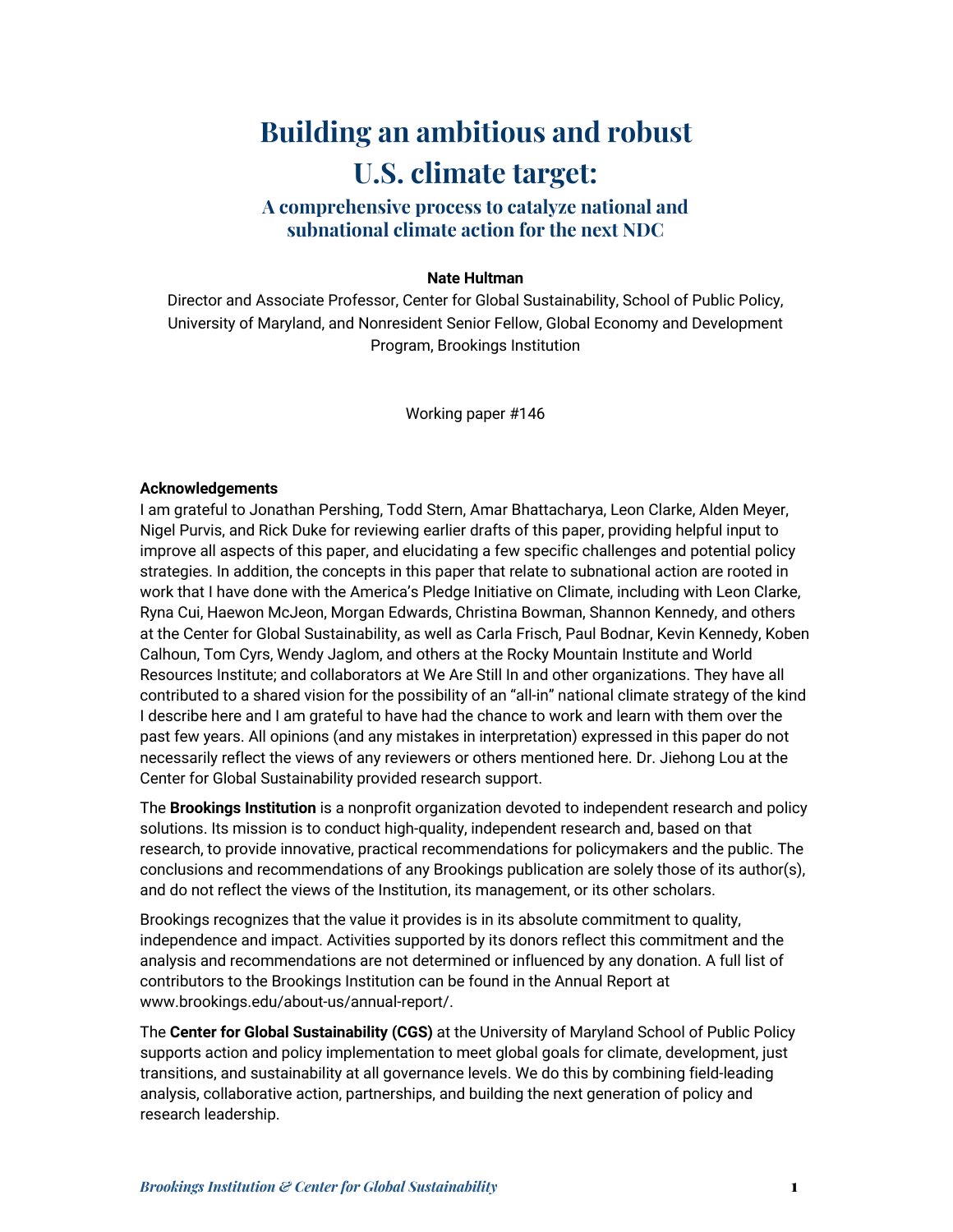# Building an ambitious and robust U.S. climate target:

## A comprehensive process to catalyze national and subnational climate action for the next NDC

**Nate Hultman**

Director and Associate Professor, Center for Global Sustainability, School of Public Policy, University of Maryland, and Nonresident Senior Fellow, Global Economy and Development Program, Brookings Institution

Working paper #146

**Acknowledgements**

I am grateful to Jonathan Pershing, Todd Stern, Amar Bhattacharya, Leon Clarke, Alden Meyer, Nigel Purvis, and Rick Duke for reviewing earlier drafts of this paper, providing helpful input to improve all aspects of this paper, and elucidating a few specific challenges and potential policy strategies. In addition, the concepts in this paper that relate to subnational action are rooted in work that I have done with the America's Pledge Initiative on Climate, including with Leon Clarke, Ryna Cui, Haewon McJeon, Morgan Edwards, Christina Bowman, Shannon Kennedy, and others at the Center for Global Sustainability, as well as Carla Frisch, Paul Bodnar, Kevin Kennedy, Koben Calhoun, Tom Cyrs, Wendy Jaglom, and others at the Rocky Mountain Institute and World Resources Institute; and collaborators at We Are Still In and other organizations. They have all contributed to a shared vision for the possibility of an "all-in" national climate strategy of the kind I describe here and I am grateful to have had the chance to work and learn with them over the past few years. All opinions (and any mistakes in interpretation) expressed in this paper do not necessarily reflect the views of any reviewers or others mentioned here. Dr. Jiehong Lou at the Center for Global Sustainability provided research support.

The **Brookings Institution** is a nonprofit organization devoted to independent research and policy solutions. Its mission is to conduct high-quality, independent research and, based on that research, to provide innovative, practical recommendations for policymakers and the public. The conclusions and recommendations of any Brookings publication are solely those of its author(s), and do not reflect the views of the Institution, its management, or its other scholars.

Brookings recognizes that the value it provides is in its absolute commitment to quality, independence and impact. Activities supported by its donors reflect this commitment and the analysis and recommendations are not determined or influenced by any donation. A full list of contributors to the Brookings Institution can be found in the Annual Report at www.brookings.edu/about-us/annual-report/.

The **Center for Global Sustainability (CGS)** at the University of Maryland School of Public Policy supports action and policy implementation to meet global goals for climate, development, just transitions, and sustainability at all governance levels. We do this by combining field-leading analysis, collaborative action, partnerships, and building the next generation of policy and research leadership.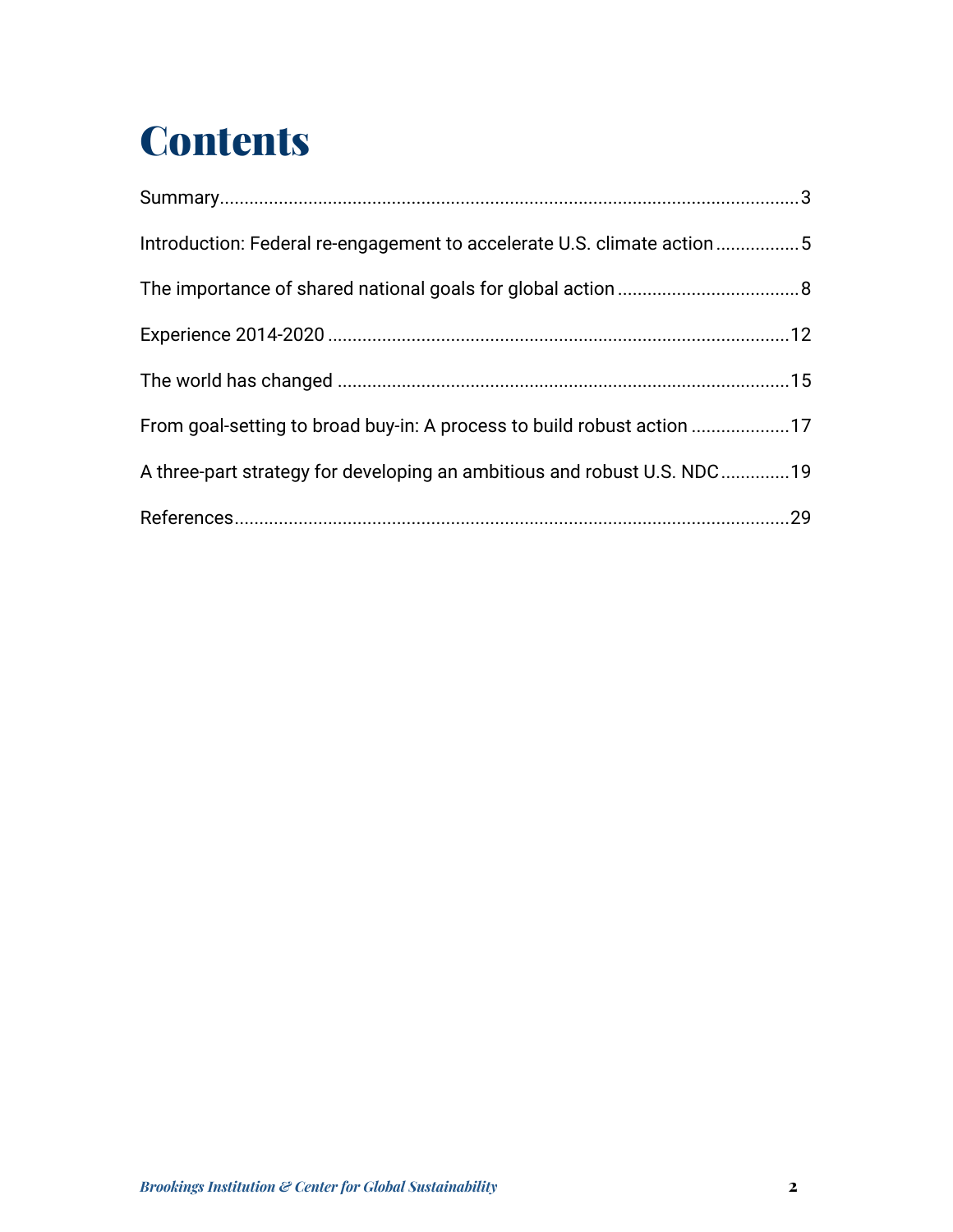# Contents

Summary......................................................................................................................3

Introduction: Federal re-engagement to accelerate U.S. climate action.................5

The importance of shared national goals for global action....................................8

Experience 2014-2020............................................................................................12

The world has changed..........................................................................................15

From goal-setting to broad buy-in: A process to build robust action....................17

A three-part strategy for developing an ambitious and robust U.S. NDC.............19

References...............................................................................................................29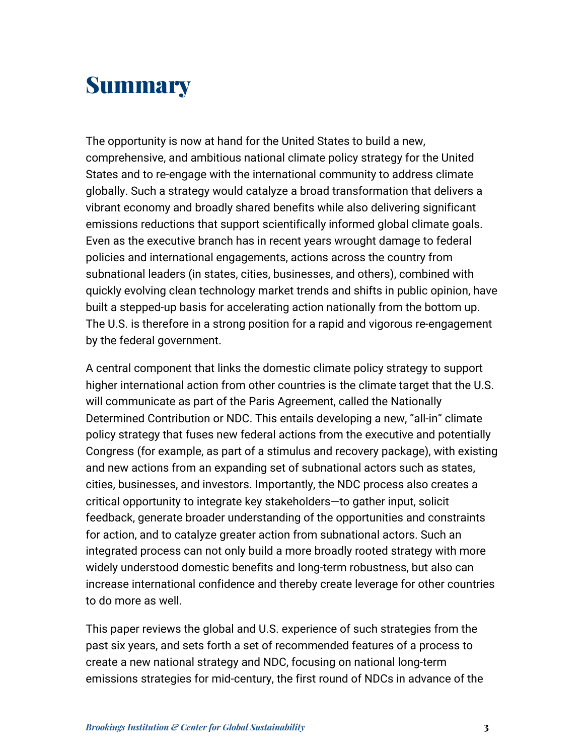# Summary

The opportunity is now at hand for the United States to build a new, comprehensive, and ambitious national climate policy strategy for the United States and to re-engage with the international community to address climate globally. Such a strategy would catalyze a broad transformation that delivers a vibrant economy and broadly shared benefits while also delivering significant emissions reductions that support scientifically informed global climate goals. Even as the executive branch has in recent years wrought damage to federal policies and international engagements, actions across the country from subnational leaders (in states, cities, businesses, and others), combined with quickly evolving clean technology market trends and shifts in public opinion, have built a stepped-up basis for accelerating action nationally from the bottom up. The U.S. is therefore in a strong position for a rapid and vigorous re-engagement by the federal government.

A central component that links the domestic climate policy strategy to support higher international action from other countries is the climate target that the U.S. will communicate as part of the Paris Agreement, called the Nationally Determined Contribution or NDC. This entails developing a new, "all-in" climate policy strategy that fuses new federal actions from the executive and potentially Congress (for example, as part of a stimulus and recovery package), with existing and new actions from an expanding set of subnational actors such as states, cities, businesses, and investors. Importantly, the NDC process also creates a critical opportunity to integrate key stakeholders—to gather input, solicit feedback, generate broader understanding of the opportunities and constraints for action, and to catalyze greater action from subnational actors. Such an integrated process can not only build a more broadly rooted strategy with more widely understood domestic benefits and long-term robustness, but also can increase international confidence and thereby create leverage for other countries to do more as well.

This paper reviews the global and U.S. experience of such strategies from the past six years, and sets forth a set of recommended features of a process to create a new national strategy and NDC, focusing on national long-term emissions strategies for mid-century, the first round of NDCs in advance of the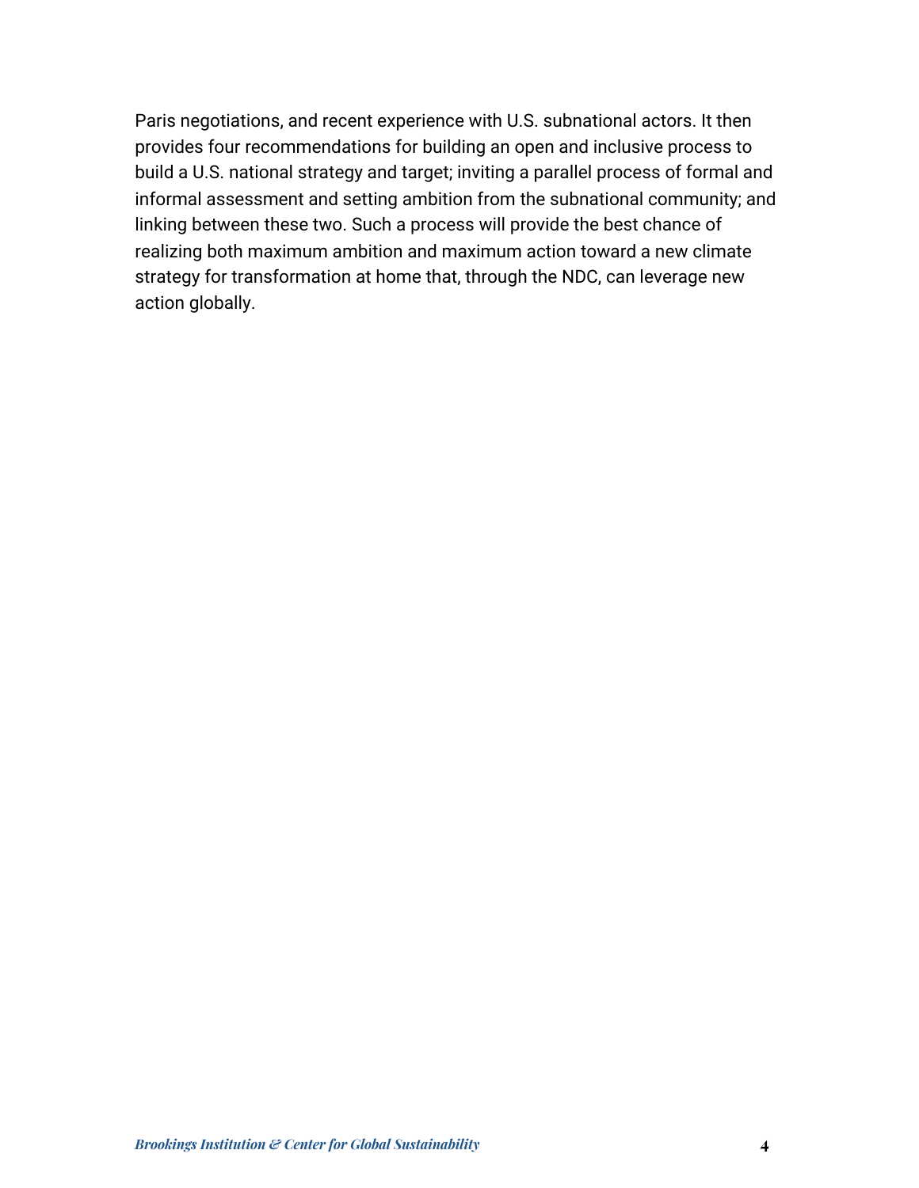Paris negotiations, and recent experience with U.S. subnational actors. It then provides four recommendations for building an open and inclusive process to build a U.S. national strategy and target; inviting a parallel process of formal and informal assessment and setting ambition from the subnational community; and linking between these two. Such a process will provide the best chance of realizing both maximum ambition and maximum action toward a new climate strategy for transformation at home that, through the NDC, can leverage new action globally.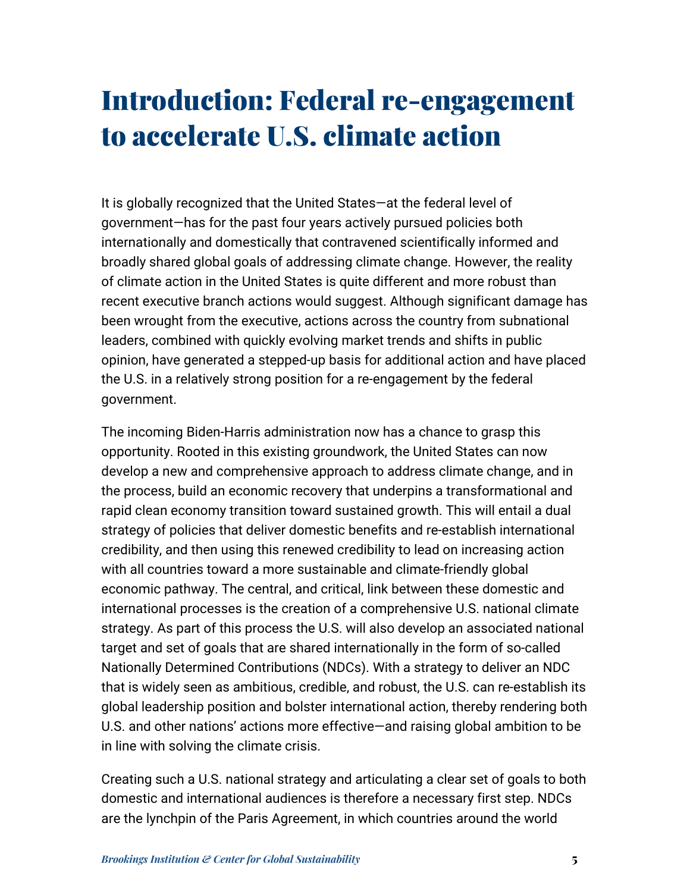# Introduction: Federal re-engagement to accelerate U.S. climate action

It is globally recognized that the United States—at the federal level of government—has for the past four years actively pursued policies both internationally and domestically that contravened scientifically informed and broadly shared global goals of addressing climate change. However, the reality of climate action in the United States is quite different and more robust than recent executive branch actions would suggest. Although significant damage has been wrought from the executive, actions across the country from subnational leaders, combined with quickly evolving market trends and shifts in public opinion, have generated a stepped-up basis for additional action and have placed the U.S. in a relatively strong position for a re-engagement by the federal government.

The incoming Biden-Harris administration now has a chance to grasp this opportunity. Rooted in this existing groundwork, the United States can now develop a new and comprehensive approach to address climate change, and in the process, build an economic recovery that underpins a transformational and rapid clean economy transition toward sustained growth. This will entail a dual strategy of policies that deliver domestic benefits and re-establish international credibility, and then using this renewed credibility to lead on increasing action with all countries toward a more sustainable and climate-friendly global economic pathway. The central, and critical, link between these domestic and international processes is the creation of a comprehensive U.S. national climate strategy. As part of this process the U.S. will also develop an associated national target and set of goals that are shared internationally in the form of so-called Nationally Determined Contributions (NDCs). With a strategy to deliver an NDC that is widely seen as ambitious, credible, and robust, the U.S. can re-establish its global leadership position and bolster international action, thereby rendering both U.S. and other nations' actions more effective—and raising global ambition to be in line with solving the climate crisis.

Creating such a U.S. national strategy and articulating a clear set of goals to both domestic and international audiences is therefore a necessary first step. NDCs are the lynchpin of the Paris Agreement, in which countries around the world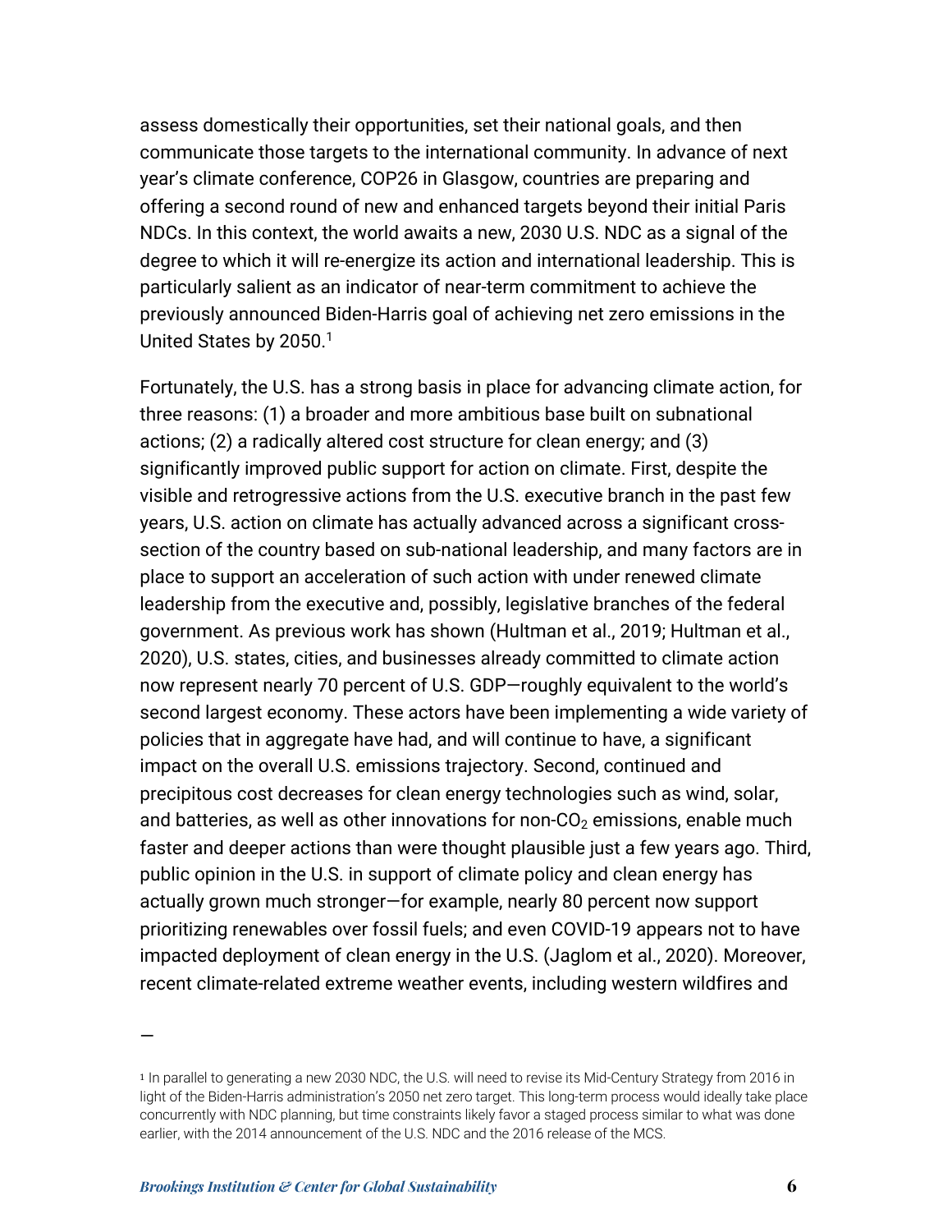assess domestically their opportunities, set their national goals, and then communicate those targets to the international community. In advance of next year's climate conference, COP26 in Glasgow, countries are preparing and offering a second round of new and enhanced targets beyond their initial Paris NDCs. In this context, the world awaits a new, 2030 U.S. NDC as a signal of the degree to which it will re-energize its action and international leadership. This is particularly salient as an indicator of near-term commitment to achieve the previously announced Biden-Harris goal of achieving net zero emissions in the United States by 2050.[1]

Fortunately, the U.S. has a strong basis in place for advancing climate action, for three reasons: (1) a broader and more ambitious base built on subnational actions; (2) a radically altered cost structure for clean energy; and (3) significantly improved public support for action on climate. First, despite the visible and retrogressive actions from the U.S. executive branch in the past few years, U.S. action on climate has actually advanced across a significant cross-section of the country based on sub-national leadership, and many factors are in place to support an acceleration of such action with under renewed climate leadership from the executive and, possibly, legislative branches of the federal government. As previous work has shown (Hultman et al., 2019; Hultman et al., 2020), U.S. states, cities, and businesses already committed to climate action now represent nearly 70 percent of U.S. GDP—roughly equivalent to the world's second largest economy. These actors have been implementing a wide variety of policies that in aggregate have had, and will continue to have, a significant impact on the overall U.S. emissions trajectory. Second, continued and precipitous cost decreases for clean energy technologies such as wind, solar, and batteries, as well as other innovations for non-$CO_2$ emissions, enable much faster and deeper actions than were thought plausible just a few years ago. Third, public opinion in the U.S. in support of climate policy and clean energy has actually grown much stronger—for example, nearly 80 percent now support prioritizing renewables over fossil fuels; and even COVID-19 appears not to have impacted deployment of clean energy in the U.S. (Jaglom et al., 2020). Moreover, recent climate-related extreme weather events, including western wildfires and

—

[1] In parallel to generating a new 2030 NDC, the U.S. will need to revise its Mid-Century Strategy from 2016 in light of the Biden-Harris administration's 2050 net zero target. This long-term process would ideally take place concurrently with NDC planning, but time constraints likely favor a staged process similar to what was done earlier, with the 2014 announcement of the U.S. NDC and the 2016 release of the MCS.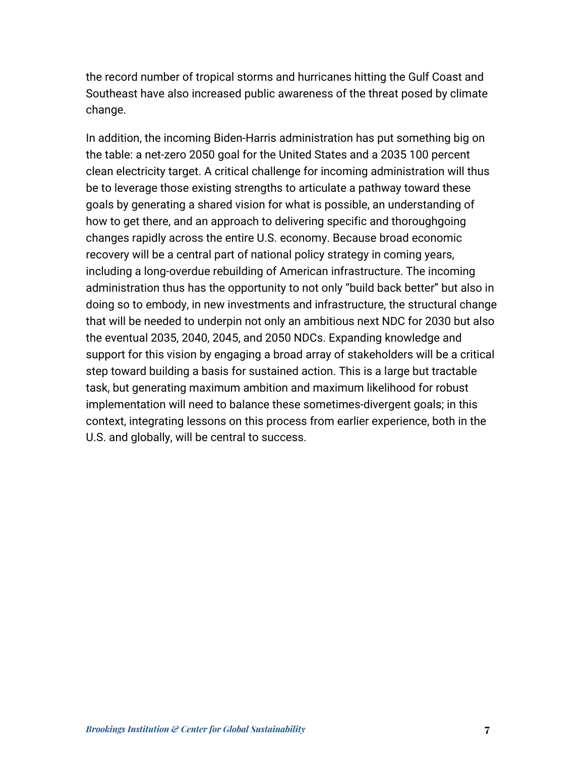the record number of tropical storms and hurricanes hitting the Gulf Coast and Southeast have also increased public awareness of the threat posed by climate change.

In addition, the incoming Biden-Harris administration has put something big on the table: a net-zero 2050 goal for the United States and a 2035 100 percent clean electricity target. A critical challenge for incoming administration will thus be to leverage those existing strengths to articulate a pathway toward these goals by generating a shared vision for what is possible, an understanding of how to get there, and an approach to delivering specific and thoroughgoing changes rapidly across the entire U.S. economy. Because broad economic recovery will be a central part of national policy strategy in coming years, including a long-overdue rebuilding of American infrastructure. The incoming administration thus has the opportunity to not only "build back better" but also in doing so to embody, in new investments and infrastructure, the structural change that will be needed to underpin not only an ambitious next NDC for 2030 but also the eventual 2035, 2040, 2045, and 2050 NDCs. Expanding knowledge and support for this vision by engaging a broad array of stakeholders will be a critical step toward building a basis for sustained action. This is a large but tractable task, but generating maximum ambition and maximum likelihood for robust implementation will need to balance these sometimes-divergent goals; in this context, integrating lessons on this process from earlier experience, both in the U.S. and globally, will be central to success.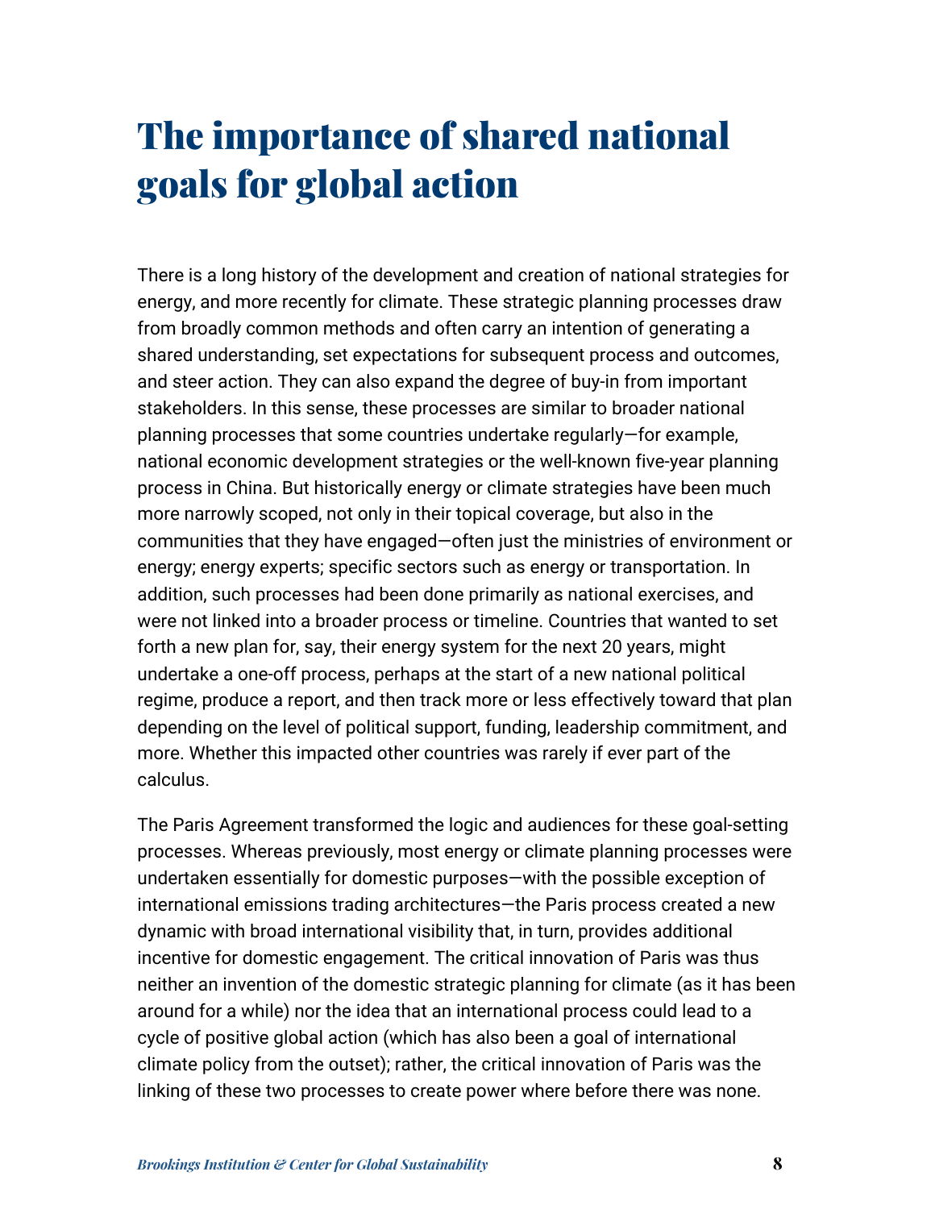# The importance of shared national goals for global action

There is a long history of the development and creation of national strategies for energy, and more recently for climate. These strategic planning processes draw from broadly common methods and often carry an intention of generating a shared understanding, set expectations for subsequent process and outcomes, and steer action. They can also expand the degree of buy-in from important stakeholders. In this sense, these processes are similar to broader national planning processes that some countries undertake regularly—for example, national economic development strategies or the well-known five-year planning process in China. But historically energy or climate strategies have been much more narrowly scoped, not only in their topical coverage, but also in the communities that they have engaged—often just the ministries of environment or energy; energy experts; specific sectors such as energy or transportation. In addition, such processes had been done primarily as national exercises, and were not linked into a broader process or timeline. Countries that wanted to set forth a new plan for, say, their energy system for the next 20 years, might undertake a one-off process, perhaps at the start of a new national political regime, produce a report, and then track more or less effectively toward that plan depending on the level of political support, funding, leadership commitment, and more. Whether this impacted other countries was rarely if ever part of the calculus.

The Paris Agreement transformed the logic and audiences for these goal-setting processes. Whereas previously, most energy or climate planning processes were undertaken essentially for domestic purposes—with the possible exception of international emissions trading architectures—the Paris process created a new dynamic with broad international visibility that, in turn, provides additional incentive for domestic engagement. The critical innovation of Paris was thus neither an invention of the domestic strategic planning for climate (as it has been around for a while) nor the idea that an international process could lead to a cycle of positive global action (which has also been a goal of international climate policy from the outset); rather, the critical innovation of Paris was the linking of these two processes to create power where before there was none.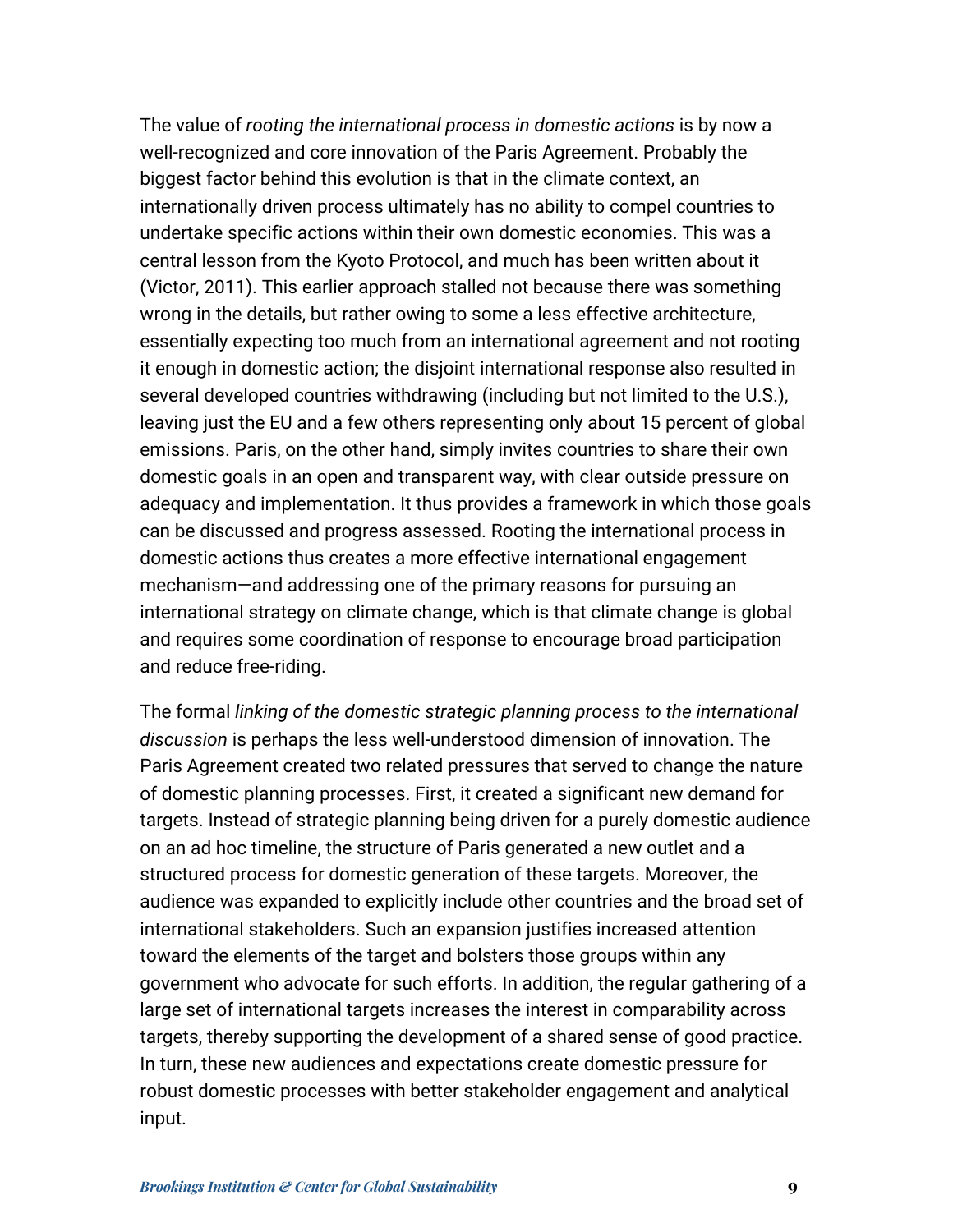The value of *rooting the international process in domestic actions* is by now a well-recognized and core innovation of the Paris Agreement. Probably the biggest factor behind this evolution is that in the climate context, an internationally driven process ultimately has no ability to compel countries to undertake specific actions within their own domestic economies. This was a central lesson from the Kyoto Protocol, and much has been written about it (Victor, 2011). This earlier approach stalled not because there was something wrong in the details, but rather owing to some a less effective architecture, essentially expecting too much from an international agreement and not rooting it enough in domestic action; the disjoint international response also resulted in several developed countries withdrawing (including but not limited to the U.S.), leaving just the EU and a few others representing only about 15 percent of global emissions. Paris, on the other hand, simply invites countries to share their own domestic goals in an open and transparent way, with clear outside pressure on adequacy and implementation. It thus provides a framework in which those goals can be discussed and progress assessed. Rooting the international process in domestic actions thus creates a more effective international engagement mechanism—and addressing one of the primary reasons for pursuing an international strategy on climate change, which is that climate change is global and requires some coordination of response to encourage broad participation and reduce free-riding.

The formal *linking of the domestic strategic planning process to the international discussion* is perhaps the less well-understood dimension of innovation. The Paris Agreement created two related pressures that served to change the nature of domestic planning processes. First, it created a significant new demand for targets. Instead of strategic planning being driven for a purely domestic audience on an ad hoc timeline, the structure of Paris generated a new outlet and a structured process for domestic generation of these targets. Moreover, the audience was expanded to explicitly include other countries and the broad set of international stakeholders. Such an expansion justifies increased attention toward the elements of the target and bolsters those groups within any government who advocate for such efforts. In addition, the regular gathering of a large set of international targets increases the interest in comparability across targets, thereby supporting the development of a shared sense of good practice. In turn, these new audiences and expectations create domestic pressure for robust domestic processes with better stakeholder engagement and analytical input.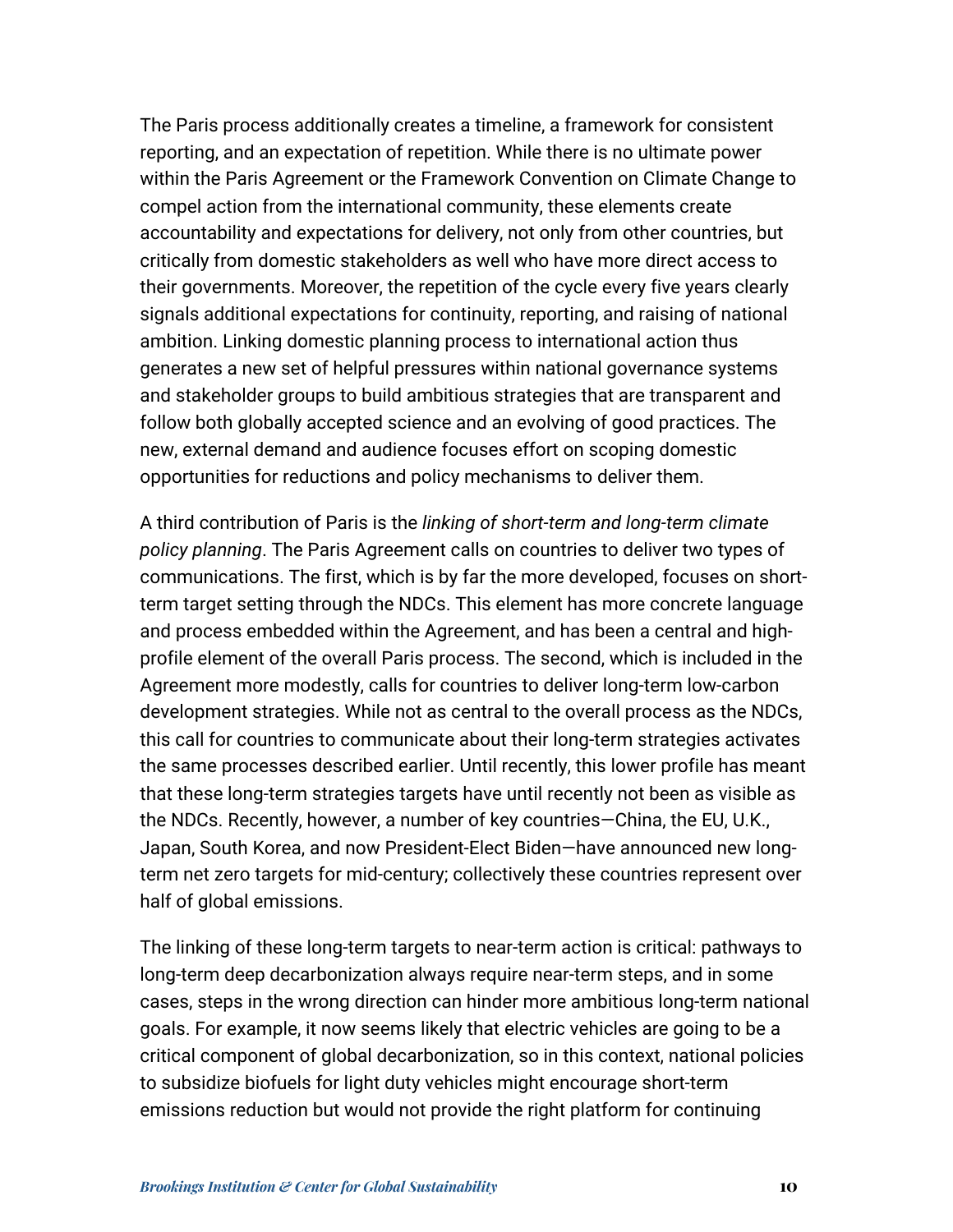The Paris process additionally creates a timeline, a framework for consistent reporting, and an expectation of repetition. While there is no ultimate power within the Paris Agreement or the Framework Convention on Climate Change to compel action from the international community, these elements create accountability and expectations for delivery, not only from other countries, but critically from domestic stakeholders as well who have more direct access to their governments. Moreover, the repetition of the cycle every five years clearly signals additional expectations for continuity, reporting, and raising of national ambition. Linking domestic planning process to international action thus generates a new set of helpful pressures within national governance systems and stakeholder groups to build ambitious strategies that are transparent and follow both globally accepted science and an evolving of good practices. The new, external demand and audience focuses effort on scoping domestic opportunities for reductions and policy mechanisms to deliver them.

A third contribution of Paris is the *linking of short-term and long-term climate policy planning*. The Paris Agreement calls on countries to deliver two types of communications. The first, which is by far the more developed, focuses on short-term target setting through the NDCs. This element has more concrete language and process embedded within the Agreement, and has been a central and high-profile element of the overall Paris process. The second, which is included in the Agreement more modestly, calls for countries to deliver long-term low-carbon development strategies. While not as central to the overall process as the NDCs, this call for countries to communicate about their long-term strategies activates the same processes described earlier. Until recently, this lower profile has meant that these long-term strategies targets have until recently not been as visible as the NDCs. Recently, however, a number of key countries—China, the EU, U.K., Japan, South Korea, and now President-Elect Biden—have announced new long-term net zero targets for mid-century; collectively these countries represent over half of global emissions.

The linking of these long-term targets to near-term action is critical: pathways to long-term deep decarbonization always require near-term steps, and in some cases, steps in the wrong direction can hinder more ambitious long-term national goals. For example, it now seems likely that electric vehicles are going to be a critical component of global decarbonization, so in this context, national policies to subsidize biofuels for light duty vehicles might encourage short-term emissions reduction but would not provide the right platform for continuing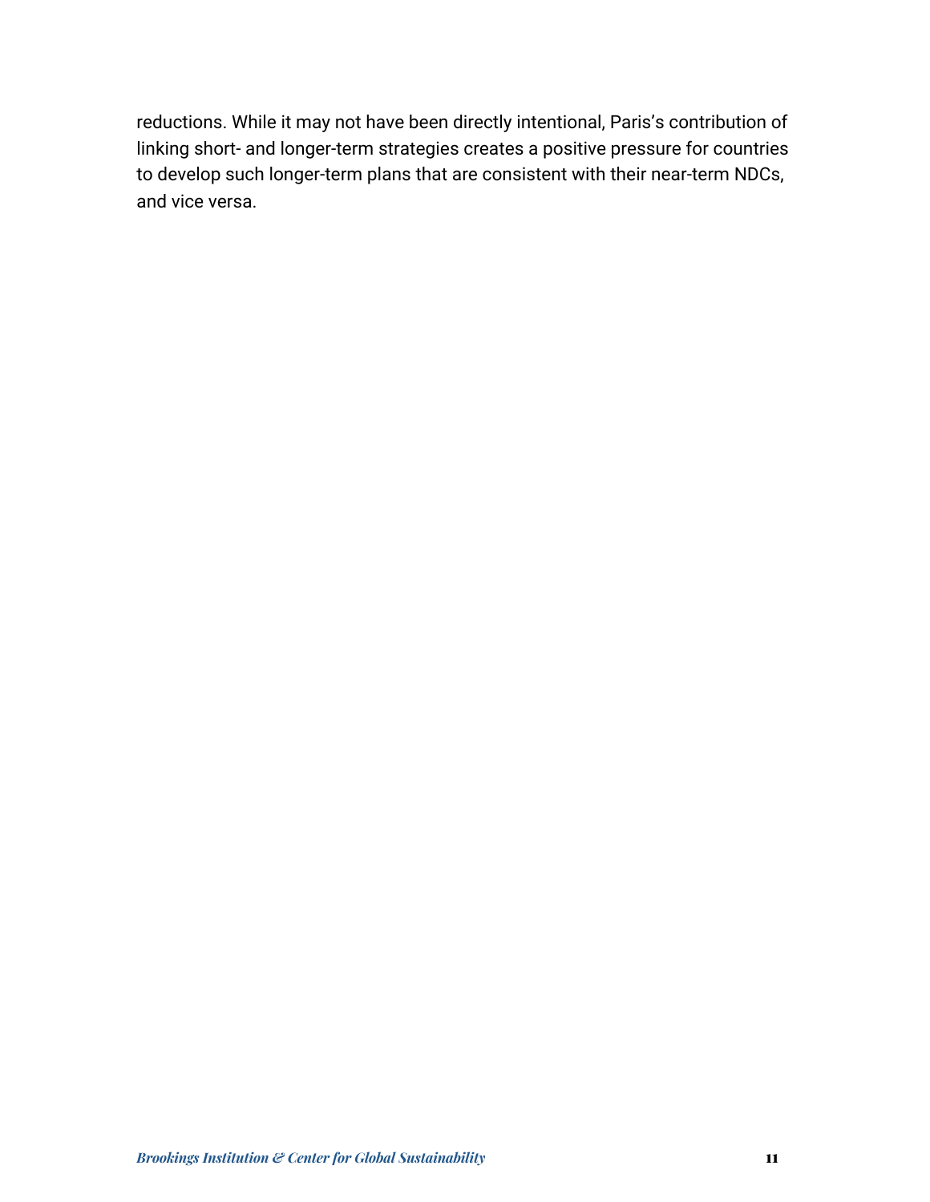reductions. While it may not have been directly intentional, Paris's contribution of linking short- and longer-term strategies creates a positive pressure for countries to develop such longer-term plans that are consistent with their near-term NDCs, and vice versa.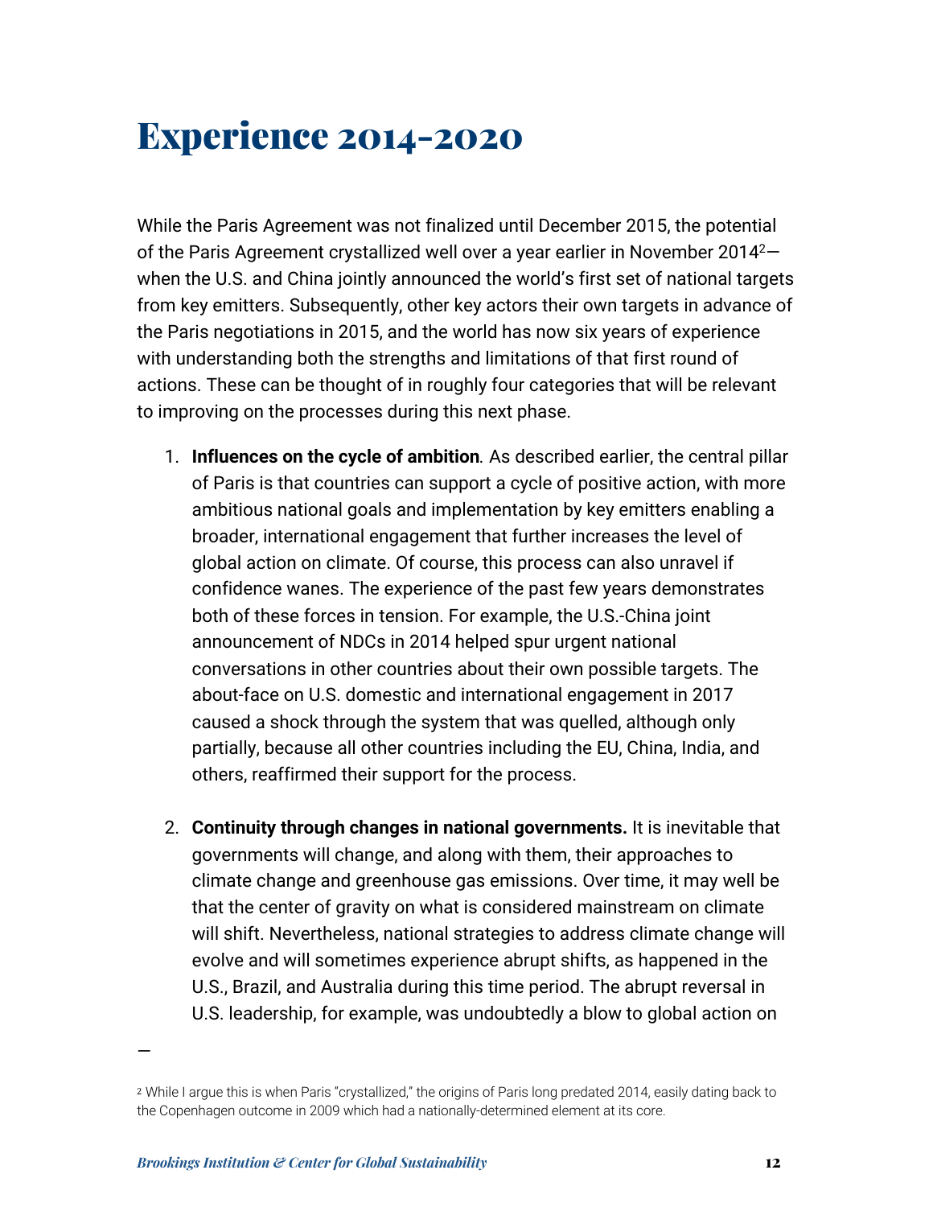# Experience 2014-2020

While the Paris Agreement was not finalized until December 2015, the potential of the Paris Agreement crystallized well over a year earlier in November 2014[2]—when the U.S. and China jointly announced the world's first set of national targets from key emitters. Subsequently, other key actors their own targets in advance of the Paris negotiations in 2015, and the world has now six years of experience with understanding both the strengths and limitations of that first round of actions. These can be thought of in roughly four categories that will be relevant to improving on the processes during this next phase.

1. **Influences on the cycle of ambition***.* As described earlier, the central pillar of Paris is that countries can support a cycle of positive action, with more ambitious national goals and implementation by key emitters enabling a broader, international engagement that further increases the level of global action on climate. Of course, this process can also unravel if confidence wanes. The experience of the past few years demonstrates both of these forces in tension. For example, the U.S.-China joint announcement of NDCs in 2014 helped spur urgent national conversations in other countries about their own possible targets. The about-face on U.S. domestic and international engagement in 2017 caused a shock through the system that was quelled, although only partially, because all other countries including the EU, China, India, and others, reaffirmed their support for the process.

2. **Continuity through changes in national governments.** It is inevitable that governments will change, and along with them, their approaches to climate change and greenhouse gas emissions. Over time, it may well be that the center of gravity on what is considered mainstream on climate will shift. Nevertheless, national strategies to address climate change will evolve and will sometimes experience abrupt shifts, as happened in the U.S., Brazil, and Australia during this time period. The abrupt reversal in U.S. leadership, for example, was undoubtedly a blow to global action on

—

[2] While I argue this is when Paris "crystallized," the origins of Paris long predated 2014, easily dating back to the Copenhagen outcome in 2009 which had a nationally-determined element at its core.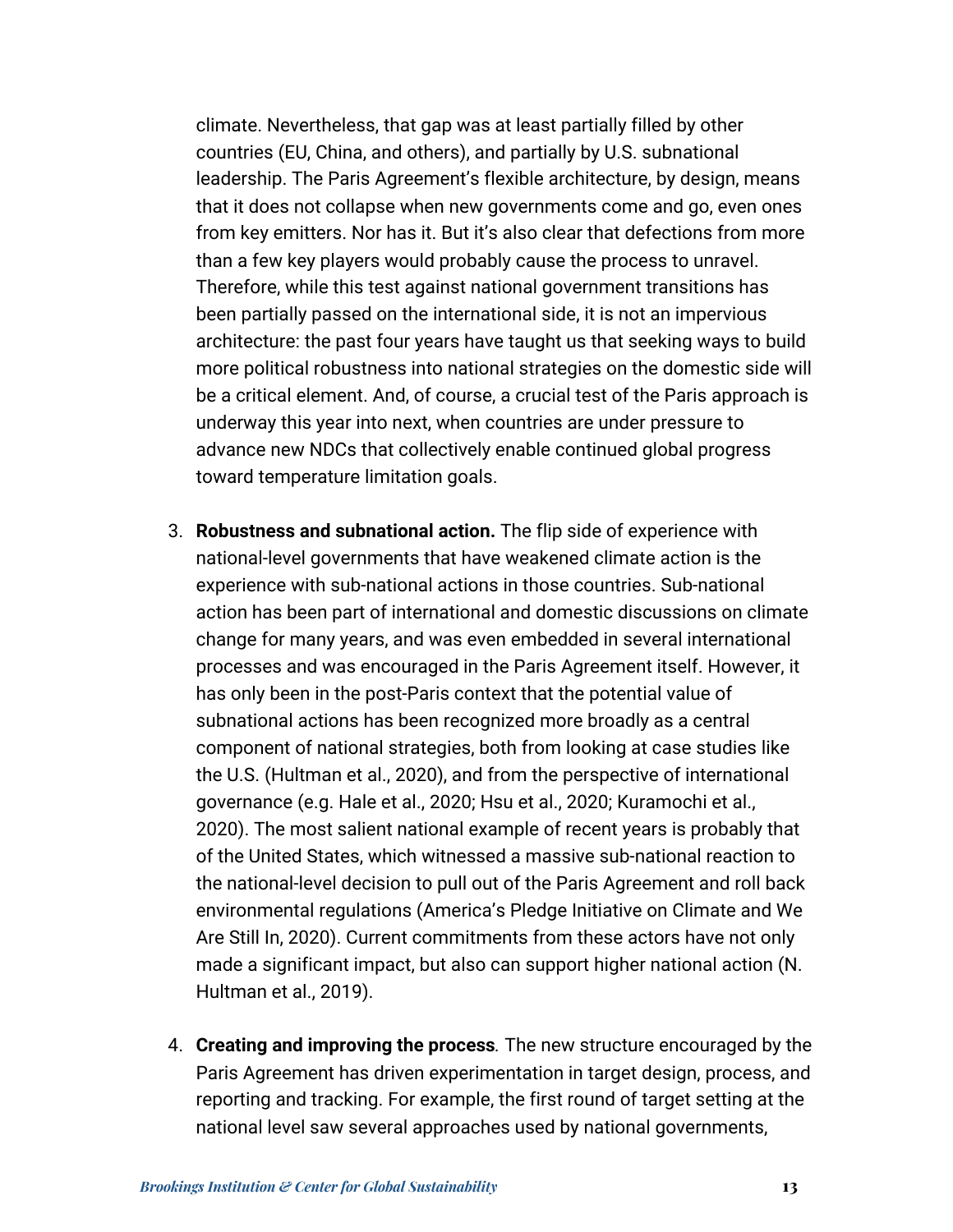climate. Nevertheless, that gap was at least partially filled by other countries (EU, China, and others), and partially by U.S. subnational leadership. The Paris Agreement's flexible architecture, by design, means that it does not collapse when new governments come and go, even ones from key emitters. Nor has it. But it's also clear that defections from more than a few key players would probably cause the process to unravel. Therefore, while this test against national government transitions has been partially passed on the international side, it is not an impervious architecture: the past four years have taught us that seeking ways to build more political robustness into national strategies on the domestic side will be a critical element. And, of course, a crucial test of the Paris approach is underway this year into next, when countries are under pressure to advance new NDCs that collectively enable continued global progress toward temperature limitation goals.

3. **Robustness and subnational action.** The flip side of experience with national-level governments that have weakened climate action is the experience with sub-national actions in those countries. Sub-national action has been part of international and domestic discussions on climate change for many years, and was even embedded in several international processes and was encouraged in the Paris Agreement itself. However, it has only been in the post-Paris context that the potential value of subnational actions has been recognized more broadly as a central component of national strategies, both from looking at case studies like the U.S. (Hultman et al., 2020), and from the perspective of international governance (e.g. Hale et al., 2020; Hsu et al., 2020; Kuramochi et al., 2020). The most salient national example of recent years is probably that of the United States, which witnessed a massive sub-national reaction to the national-level decision to pull out of the Paris Agreement and roll back environmental regulations (America's Pledge Initiative on Climate and We Are Still In, 2020). Current commitments from these actors have not only made a significant impact, but also can support higher national action (N. Hultman et al., 2019).

4. **Creating and improving the process***.* The new structure encouraged by the Paris Agreement has driven experimentation in target design, process, and reporting and tracking. For example, the first round of target setting at the national level saw several approaches used by national governments,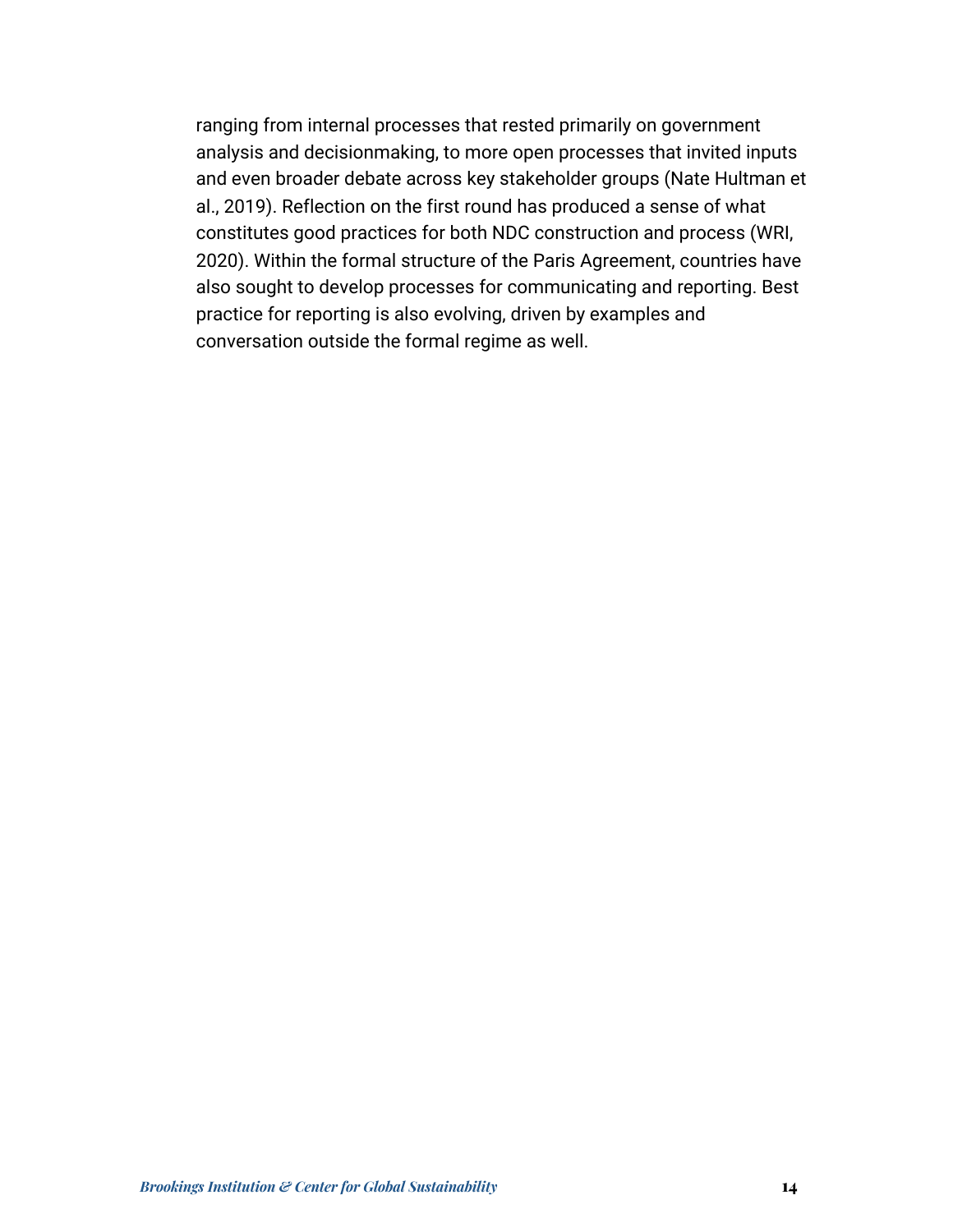ranging from internal processes that rested primarily on government analysis and decisionmaking, to more open processes that invited inputs and even broader debate across key stakeholder groups (Nate Hultman et al., 2019). Reflection on the first round has produced a sense of what constitutes good practices for both NDC construction and process (WRI, 2020). Within the formal structure of the Paris Agreement, countries have also sought to develop processes for communicating and reporting. Best practice for reporting is also evolving, driven by examples and conversation outside the formal regime as well.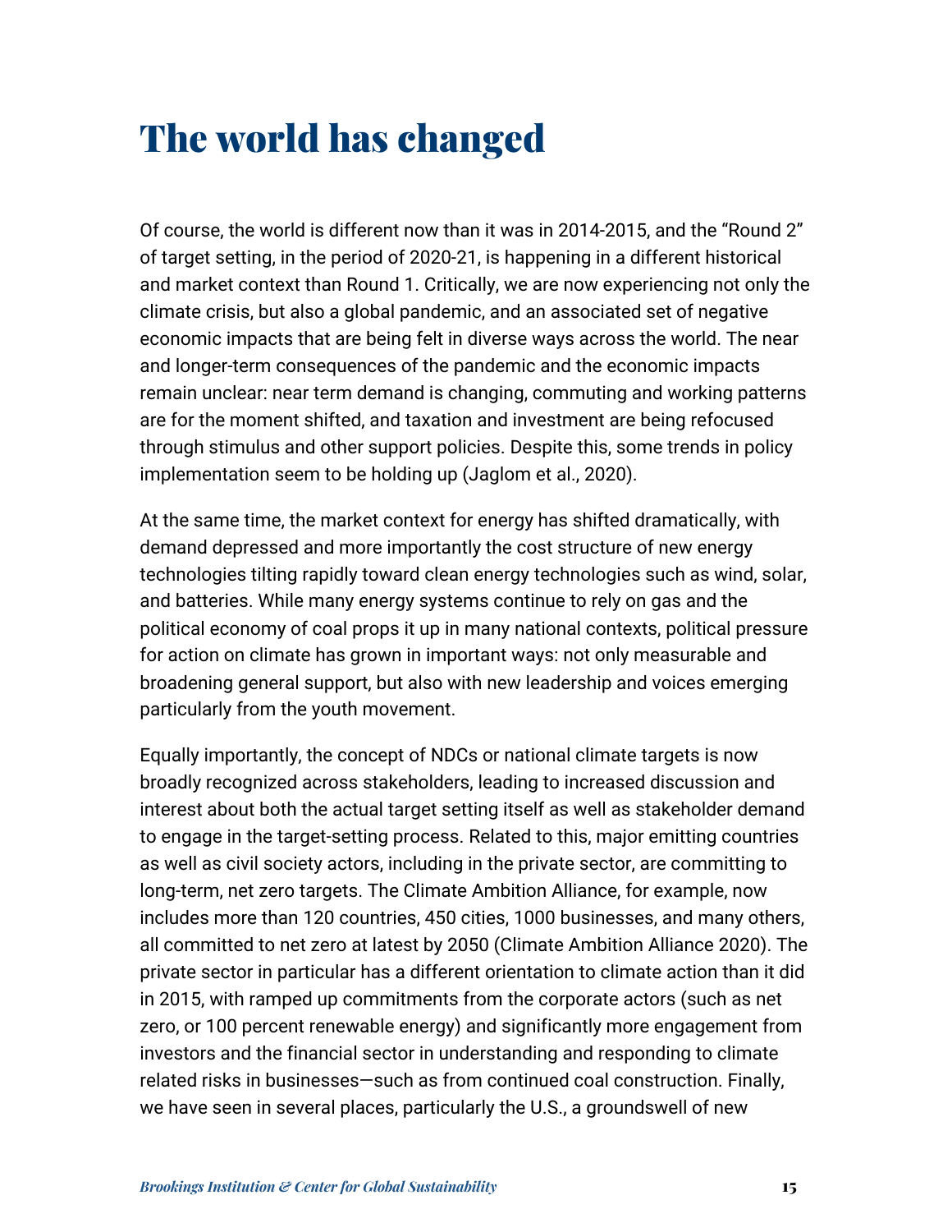# The world has changed

Of course, the world is different now than it was in 2014-2015, and the "Round 2" of target setting, in the period of 2020-21, is happening in a different historical and market context than Round 1. Critically, we are now experiencing not only the climate crisis, but also a global pandemic, and an associated set of negative economic impacts that are being felt in diverse ways across the world. The near and longer-term consequences of the pandemic and the economic impacts remain unclear: near term demand is changing, commuting and working patterns are for the moment shifted, and taxation and investment are being refocused through stimulus and other support policies. Despite this, some trends in policy implementation seem to be holding up (Jaglom et al., 2020).

At the same time, the market context for energy has shifted dramatically, with demand depressed and more importantly the cost structure of new energy technologies tilting rapidly toward clean energy technologies such as wind, solar, and batteries. While many energy systems continue to rely on gas and the political economy of coal props it up in many national contexts, political pressure for action on climate has grown in important ways: not only measurable and broadening general support, but also with new leadership and voices emerging particularly from the youth movement.

Equally importantly, the concept of NDCs or national climate targets is now broadly recognized across stakeholders, leading to increased discussion and interest about both the actual target setting itself as well as stakeholder demand to engage in the target-setting process. Related to this, major emitting countries as well as civil society actors, including in the private sector, are committing to long-term, net zero targets. The Climate Ambition Alliance, for example, now includes more than 120 countries, 450 cities, 1000 businesses, and many others, all committed to net zero at latest by 2050 (Climate Ambition Alliance 2020). The private sector in particular has a different orientation to climate action than it did in 2015, with ramped up commitments from the corporate actors (such as net zero, or 100 percent renewable energy) and significantly more engagement from investors and the financial sector in understanding and responding to climate related risks in businesses—such as from continued coal construction. Finally, we have seen in several places, particularly the U.S., a groundswell of new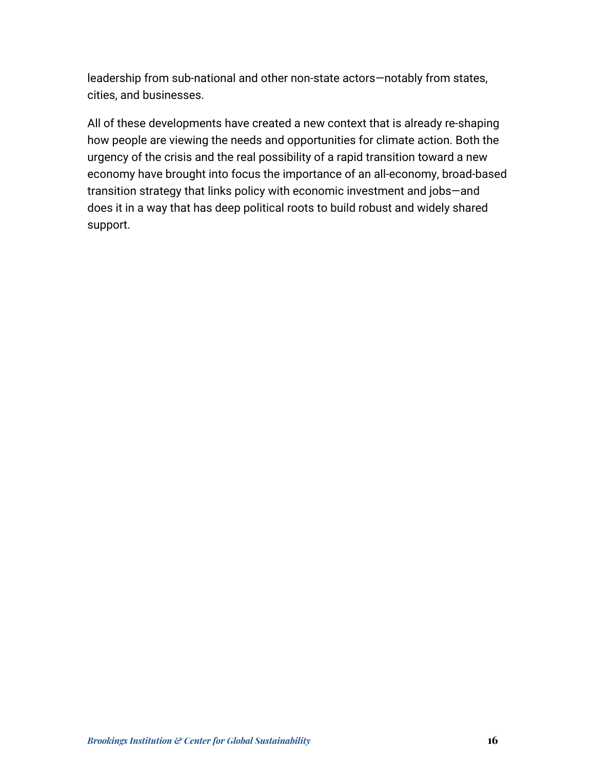leadership from sub-national and other non-state actors—notably from states, cities, and businesses.

All of these developments have created a new context that is already re-shaping how people are viewing the needs and opportunities for climate action. Both the urgency of the crisis and the real possibility of a rapid transition toward a new economy have brought into focus the importance of an all-economy, broad-based transition strategy that links policy with economic investment and jobs—and does it in a way that has deep political roots to build robust and widely shared support.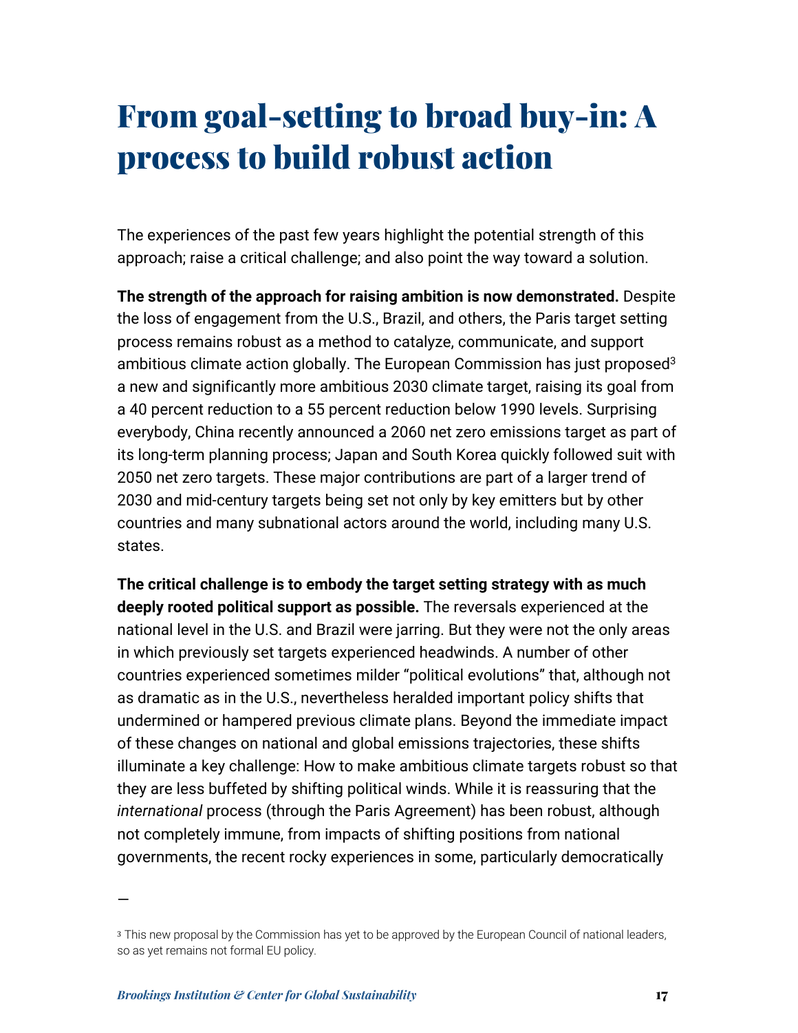# From goal-setting to broad buy-in: A process to build robust action

The experiences of the past few years highlight the potential strength of this approach; raise a critical challenge; and also point the way toward a solution.

**The strength of the approach for raising ambition is now demonstrated.** Despite the loss of engagement from the U.S., Brazil, and others, the Paris target setting process remains robust as a method to catalyze, communicate, and support ambitious climate action globally. The European Commission has just proposed[3] a new and significantly more ambitious 2030 climate target, raising its goal from a 40 percent reduction to a 55 percent reduction below 1990 levels. Surprising everybody, China recently announced a 2060 net zero emissions target as part of its long-term planning process; Japan and South Korea quickly followed suit with 2050 net zero targets. These major contributions are part of a larger trend of 2030 and mid-century targets being set not only by key emitters but by other countries and many subnational actors around the world, including many U.S. states.

**The critical challenge is to embody the target setting strategy with as much deeply rooted political support as possible.** The reversals experienced at the national level in the U.S. and Brazil were jarring. But they were not the only areas in which previously set targets experienced headwinds. A number of other countries experienced sometimes milder "political evolutions" that, although not as dramatic as in the U.S., nevertheless heralded important policy shifts that undermined or hampered previous climate plans. Beyond the immediate impact of these changes on national and global emissions trajectories, these shifts illuminate a key challenge: How to make ambitious climate targets robust so that they are less buffeted by shifting political winds. While it is reassuring that the *international* process (through the Paris Agreement) has been robust, although not completely immune, from impacts of shifting positions from national governments, the recent rocky experiences in some, particularly democratically

---

[3] This new proposal by the Commission has yet to be approved by the European Council of national leaders, so as yet remains not formal EU policy.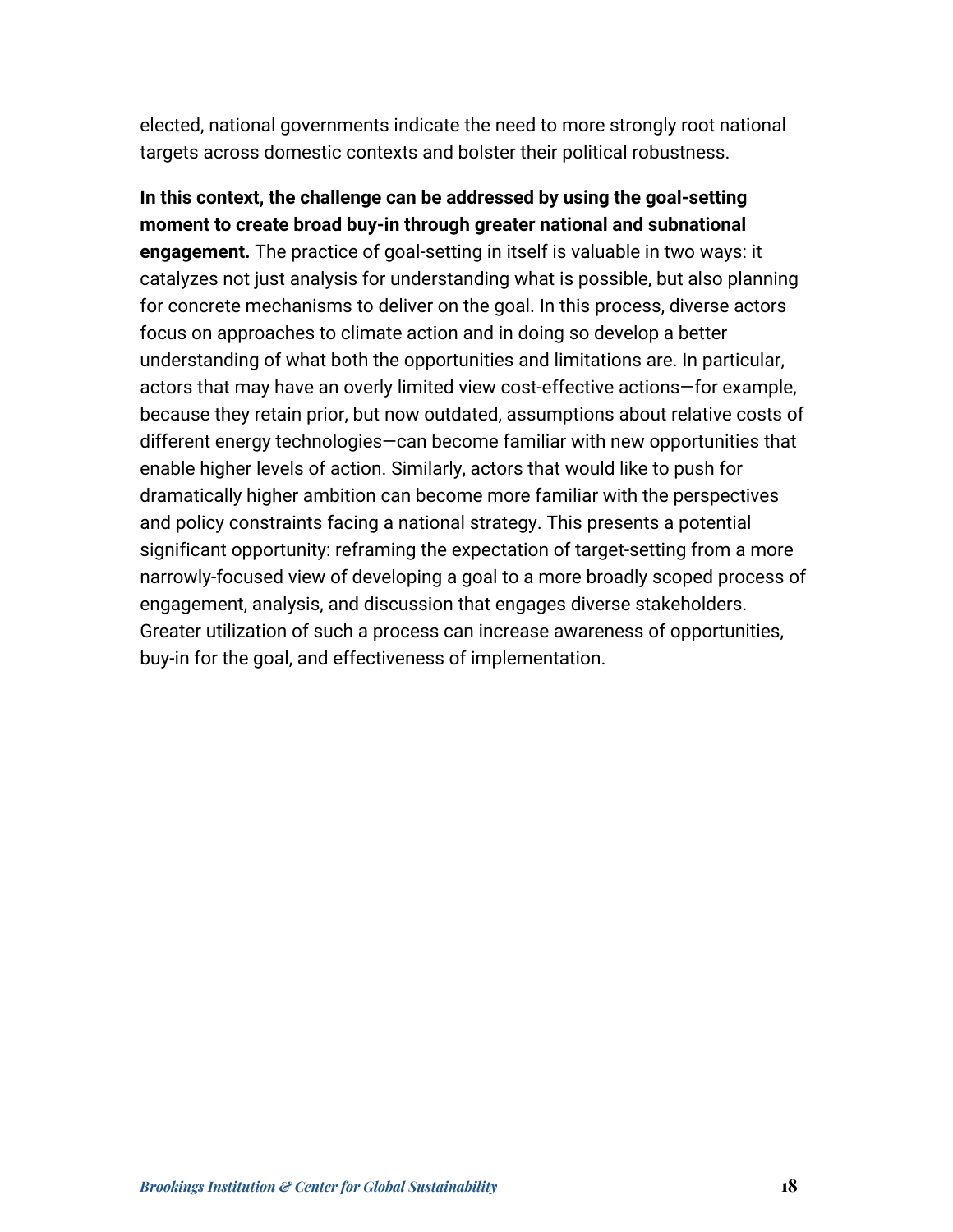elected, national governments indicate the need to more strongly root national targets across domestic contexts and bolster their political robustness.

**In this context, the challenge can be addressed by using the goal-setting moment to create broad buy-in through greater national and subnational engagement.** The practice of goal-setting in itself is valuable in two ways: it catalyzes not just analysis for understanding what is possible, but also planning for concrete mechanisms to deliver on the goal. In this process, diverse actors focus on approaches to climate action and in doing so develop a better understanding of what both the opportunities and limitations are. In particular, actors that may have an overly limited view cost-effective actions—for example, because they retain prior, but now outdated, assumptions about relative costs of different energy technologies—can become familiar with new opportunities that enable higher levels of action. Similarly, actors that would like to push for dramatically higher ambition can become more familiar with the perspectives and policy constraints facing a national strategy. This presents a potential significant opportunity: reframing the expectation of target-setting from a more narrowly-focused view of developing a goal to a more broadly scoped process of engagement, analysis, and discussion that engages diverse stakeholders. Greater utilization of such a process can increase awareness of opportunities, buy-in for the goal, and effectiveness of implementation.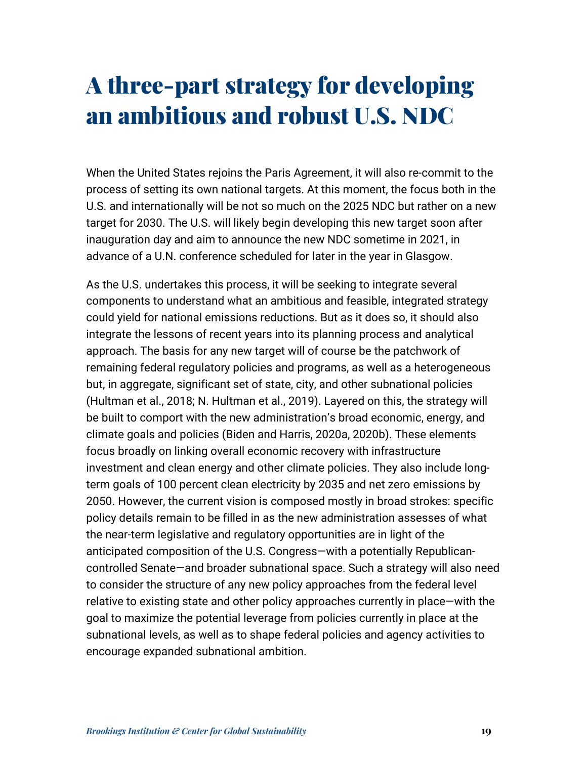# A three-part strategy for developing an ambitious and robust U.S. NDC

When the United States rejoins the Paris Agreement, it will also re-commit to the process of setting its own national targets. At this moment, the focus both in the U.S. and internationally will be not so much on the 2025 NDC but rather on a new target for 2030. The U.S. will likely begin developing this new target soon after inauguration day and aim to announce the new NDC sometime in 2021, in advance of a U.N. conference scheduled for later in the year in Glasgow.

As the U.S. undertakes this process, it will be seeking to integrate several components to understand what an ambitious and feasible, integrated strategy could yield for national emissions reductions. But as it does so, it should also integrate the lessons of recent years into its planning process and analytical approach. The basis for any new target will of course be the patchwork of remaining federal regulatory policies and programs, as well as a heterogeneous but, in aggregate, significant set of state, city, and other subnational policies (Hultman et al., 2018; N. Hultman et al., 2019). Layered on this, the strategy will be built to comport with the new administration's broad economic, energy, and climate goals and policies (Biden and Harris, 2020a, 2020b). These elements focus broadly on linking overall economic recovery with infrastructure investment and clean energy and other climate policies. They also include long-term goals of 100 percent clean electricity by 2035 and net zero emissions by 2050. However, the current vision is composed mostly in broad strokes: specific policy details remain to be filled in as the new administration assesses of what the near-term legislative and regulatory opportunities are in light of the anticipated composition of the U.S. Congress—with a potentially Republican-controlled Senate—and broader subnational space. Such a strategy will also need to consider the structure of any new policy approaches from the federal level relative to existing state and other policy approaches currently in place—with the goal to maximize the potential leverage from policies currently in place at the subnational levels, as well as to shape federal policies and agency activities to encourage expanded subnational ambition.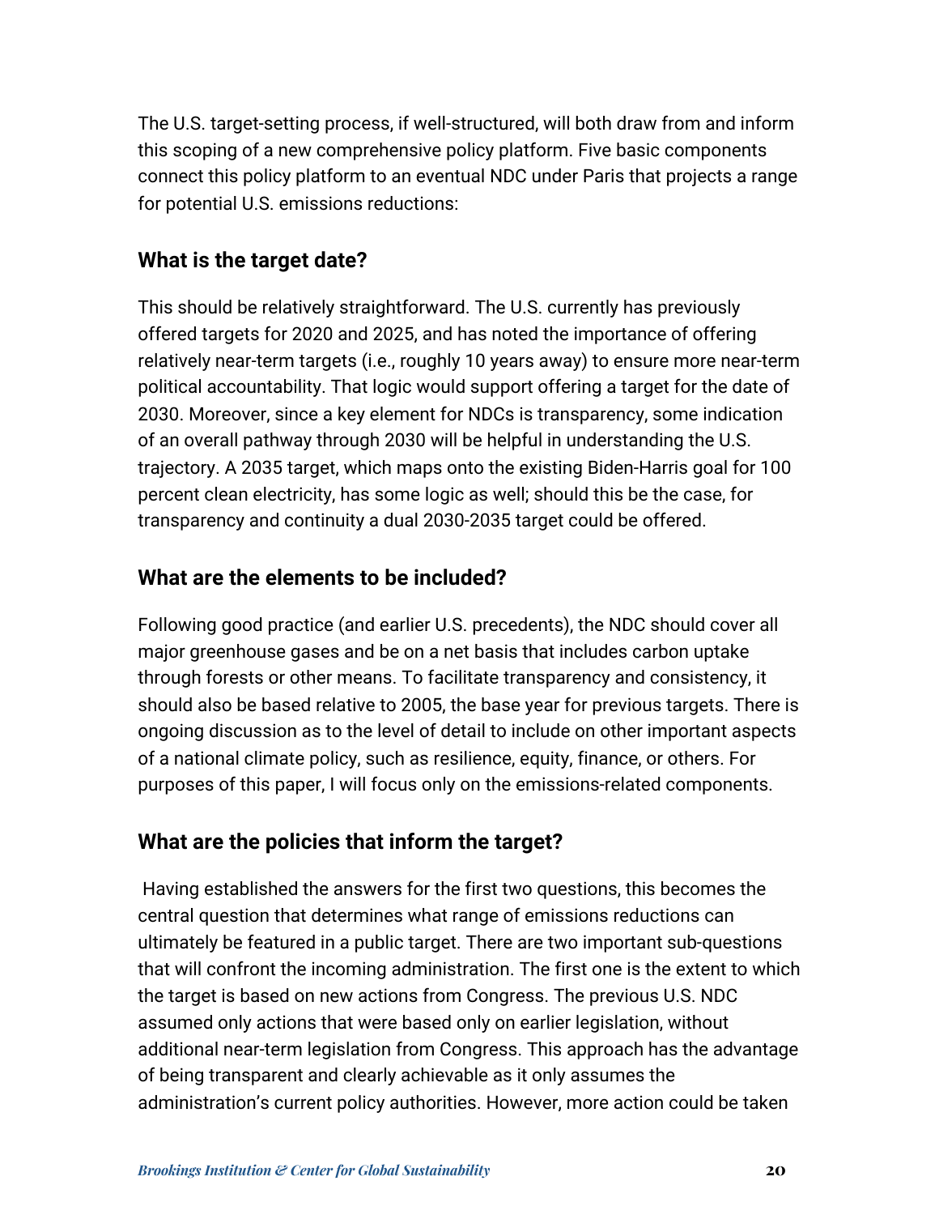The U.S. target-setting process, if well-structured, will both draw from and inform this scoping of a new comprehensive policy platform. Five basic components connect this policy platform to an eventual NDC under Paris that projects a range for potential U.S. emissions reductions:

### What is the target date?

This should be relatively straightforward. The U.S. currently has previously offered targets for 2020 and 2025, and has noted the importance of offering relatively near-term targets (i.e., roughly 10 years away) to ensure more near-term political accountability. That logic would support offering a target for the date of 2030. Moreover, since a key element for NDCs is transparency, some indication of an overall pathway through 2030 will be helpful in understanding the U.S. trajectory. A 2035 target, which maps onto the existing Biden-Harris goal for 100 percent clean electricity, has some logic as well; should this be the case, for transparency and continuity a dual 2030-2035 target could be offered.

### What are the elements to be included?

Following good practice (and earlier U.S. precedents), the NDC should cover all major greenhouse gases and be on a net basis that includes carbon uptake through forests or other means. To facilitate transparency and consistency, it should also be based relative to 2005, the base year for previous targets. There is ongoing discussion as to the level of detail to include on other important aspects of a national climate policy, such as resilience, equity, finance, or others. For purposes of this paper, I will focus only on the emissions-related components.

### What are the policies that inform the target?

Having established the answers for the first two questions, this becomes the central question that determines what range of emissions reductions can ultimately be featured in a public target. There are two important sub-questions that will confront the incoming administration. The first one is the extent to which the target is based on new actions from Congress. The previous U.S. NDC assumed only actions that were based only on earlier legislation, without additional near-term legislation from Congress. This approach has the advantage of being transparent and clearly achievable as it only assumes the administration's current policy authorities. However, more action could be taken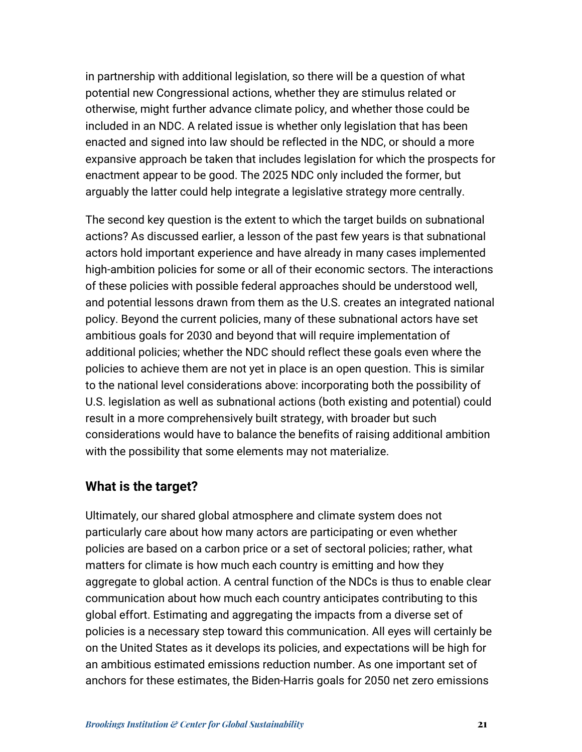in partnership with additional legislation, so there will be a question of what potential new Congressional actions, whether they are stimulus related or otherwise, might further advance climate policy, and whether those could be included in an NDC. A related issue is whether only legislation that has been enacted and signed into law should be reflected in the NDC, or should a more expansive approach be taken that includes legislation for which the prospects for enactment appear to be good. The 2025 NDC only included the former, but arguably the latter could help integrate a legislative strategy more centrally.

The second key question is the extent to which the target builds on subnational actions? As discussed earlier, a lesson of the past few years is that subnational actors hold important experience and have already in many cases implemented high-ambition policies for some or all of their economic sectors. The interactions of these policies with possible federal approaches should be understood well, and potential lessons drawn from them as the U.S. creates an integrated national policy. Beyond the current policies, many of these subnational actors have set ambitious goals for 2030 and beyond that will require implementation of additional policies; whether the NDC should reflect these goals even where the policies to achieve them are not yet in place is an open question. This is similar to the national level considerations above: incorporating both the possibility of U.S. legislation as well as subnational actions (both existing and potential) could result in a more comprehensively built strategy, with broader but such considerations would have to balance the benefits of raising additional ambition with the possibility that some elements may not materialize.

### What is the target?

Ultimately, our shared global atmosphere and climate system does not particularly care about how many actors are participating or even whether policies are based on a carbon price or a set of sectoral policies; rather, what matters for climate is how much each country is emitting and how they aggregate to global action. A central function of the NDCs is thus to enable clear communication about how much each country anticipates contributing to this global effort. Estimating and aggregating the impacts from a diverse set of policies is a necessary step toward this communication. All eyes will certainly be on the United States as it develops its policies, and expectations will be high for an ambitious estimated emissions reduction number. As one important set of anchors for these estimates, the Biden-Harris goals for 2050 net zero emissions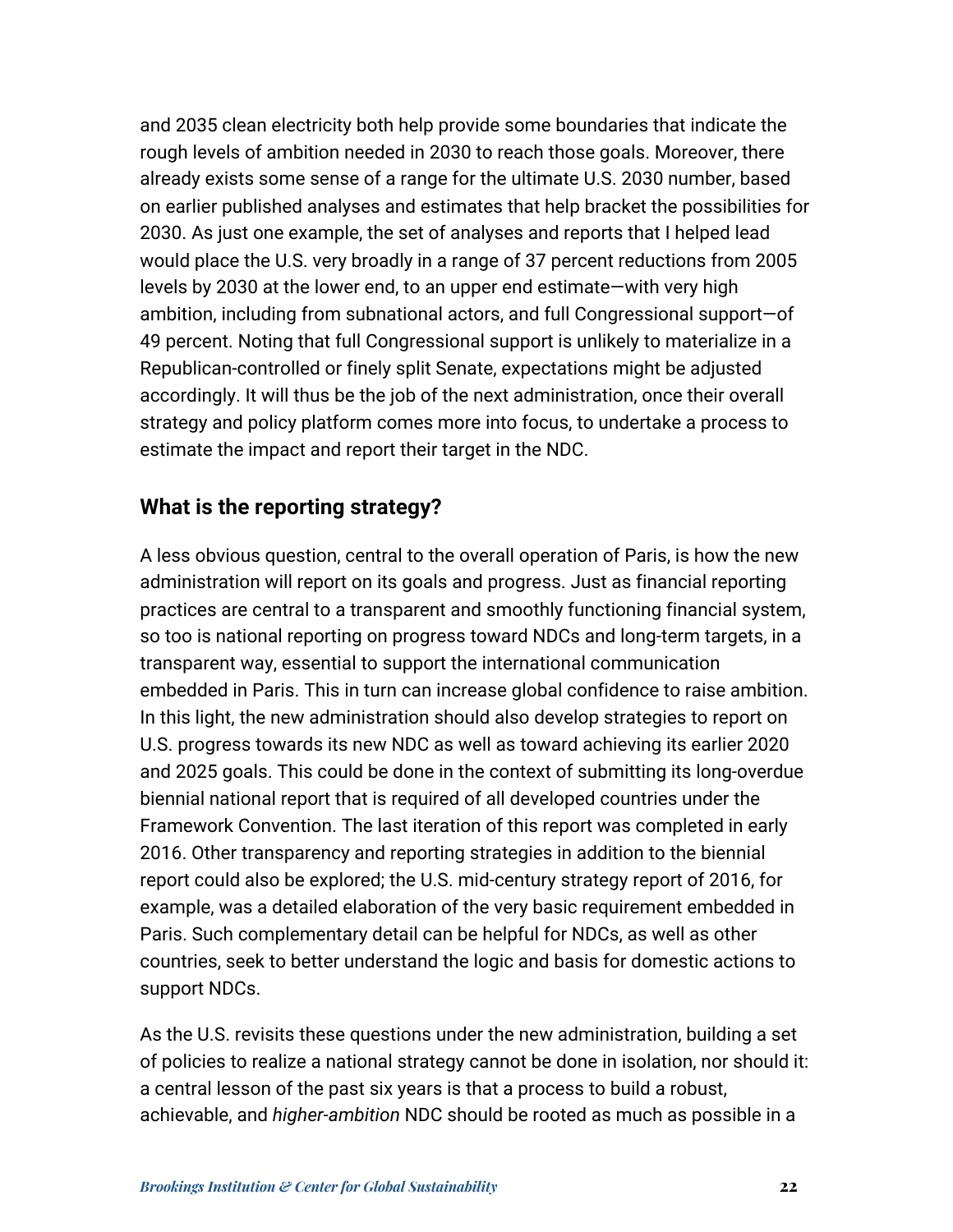and 2035 clean electricity both help provide some boundaries that indicate the rough levels of ambition needed in 2030 to reach those goals. Moreover, there already exists some sense of a range for the ultimate U.S. 2030 number, based on earlier published analyses and estimates that help bracket the possibilities for 2030. As just one example, the set of analyses and reports that I helped lead would place the U.S. very broadly in a range of 37 percent reductions from 2005 levels by 2030 at the lower end, to an upper end estimate—with very high ambition, including from subnational actors, and full Congressional support—of 49 percent. Noting that full Congressional support is unlikely to materialize in a Republican-controlled or finely split Senate, expectations might be adjusted accordingly. It will thus be the job of the next administration, once their overall strategy and policy platform comes more into focus, to undertake a process to estimate the impact and report their target in the NDC.

## What is the reporting strategy?

A less obvious question, central to the overall operation of Paris, is how the new administration will report on its goals and progress. Just as financial reporting practices are central to a transparent and smoothly functioning financial system, so too is national reporting on progress toward NDCs and long-term targets, in a transparent way, essential to support the international communication embedded in Paris. This in turn can increase global confidence to raise ambition. In this light, the new administration should also develop strategies to report on U.S. progress towards its new NDC as well as toward achieving its earlier 2020 and 2025 goals. This could be done in the context of submitting its long-overdue biennial national report that is required of all developed countries under the Framework Convention. The last iteration of this report was completed in early 2016. Other transparency and reporting strategies in addition to the biennial report could also be explored; the U.S. mid-century strategy report of 2016, for example, was a detailed elaboration of the very basic requirement embedded in Paris. Such complementary detail can be helpful for NDCs, as well as other countries, seek to better understand the logic and basis for domestic actions to support NDCs.

As the U.S. revisits these questions under the new administration, building a set of policies to realize a national strategy cannot be done in isolation, nor should it: a central lesson of the past six years is that a process to build a robust, achievable, and *higher-ambition* NDC should be rooted as much as possible in a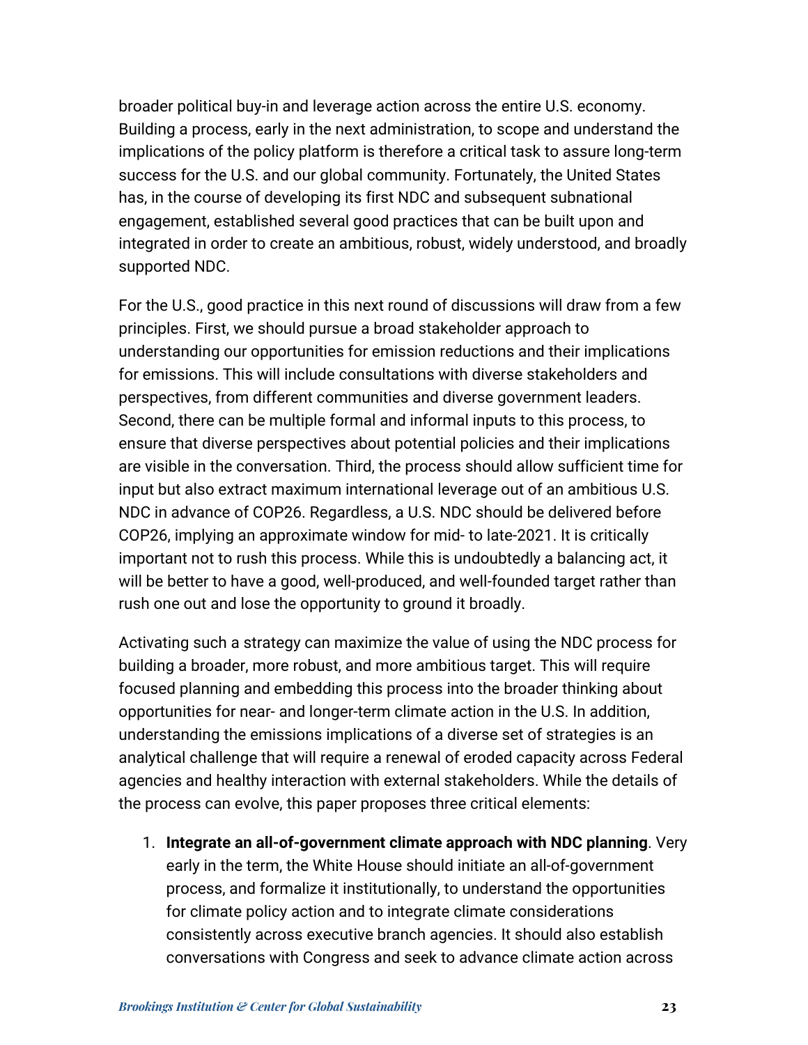broader political buy-in and leverage action across the entire U.S. economy. Building a process, early in the next administration, to scope and understand the implications of the policy platform is therefore a critical task to assure long-term success for the U.S. and our global community. Fortunately, the United States has, in the course of developing its first NDC and subsequent subnational engagement, established several good practices that can be built upon and integrated in order to create an ambitious, robust, widely understood, and broadly supported NDC.

For the U.S., good practice in this next round of discussions will draw from a few principles. First, we should pursue a broad stakeholder approach to understanding our opportunities for emission reductions and their implications for emissions. This will include consultations with diverse stakeholders and perspectives, from different communities and diverse government leaders. Second, there can be multiple formal and informal inputs to this process, to ensure that diverse perspectives about potential policies and their implications are visible in the conversation. Third, the process should allow sufficient time for input but also extract maximum international leverage out of an ambitious U.S. NDC in advance of COP26. Regardless, a U.S. NDC should be delivered before COP26, implying an approximate window for mid- to late-2021. It is critically important not to rush this process. While this is undoubtedly a balancing act, it will be better to have a good, well-produced, and well-founded target rather than rush one out and lose the opportunity to ground it broadly.

Activating such a strategy can maximize the value of using the NDC process for building a broader, more robust, and more ambitious target. This will require focused planning and embedding this process into the broader thinking about opportunities for near- and longer-term climate action in the U.S. In addition, understanding the emissions implications of a diverse set of strategies is an analytical challenge that will require a renewal of eroded capacity across Federal agencies and healthy interaction with external stakeholders. While the details of the process can evolve, this paper proposes three critical elements:

1. **Integrate an all-of-government climate approach with NDC planning**. Very early in the term, the White House should initiate an all-of-government process, and formalize it institutionally, to understand the opportunities for climate policy action and to integrate climate considerations consistently across executive branch agencies. It should also establish conversations with Congress and seek to advance climate action across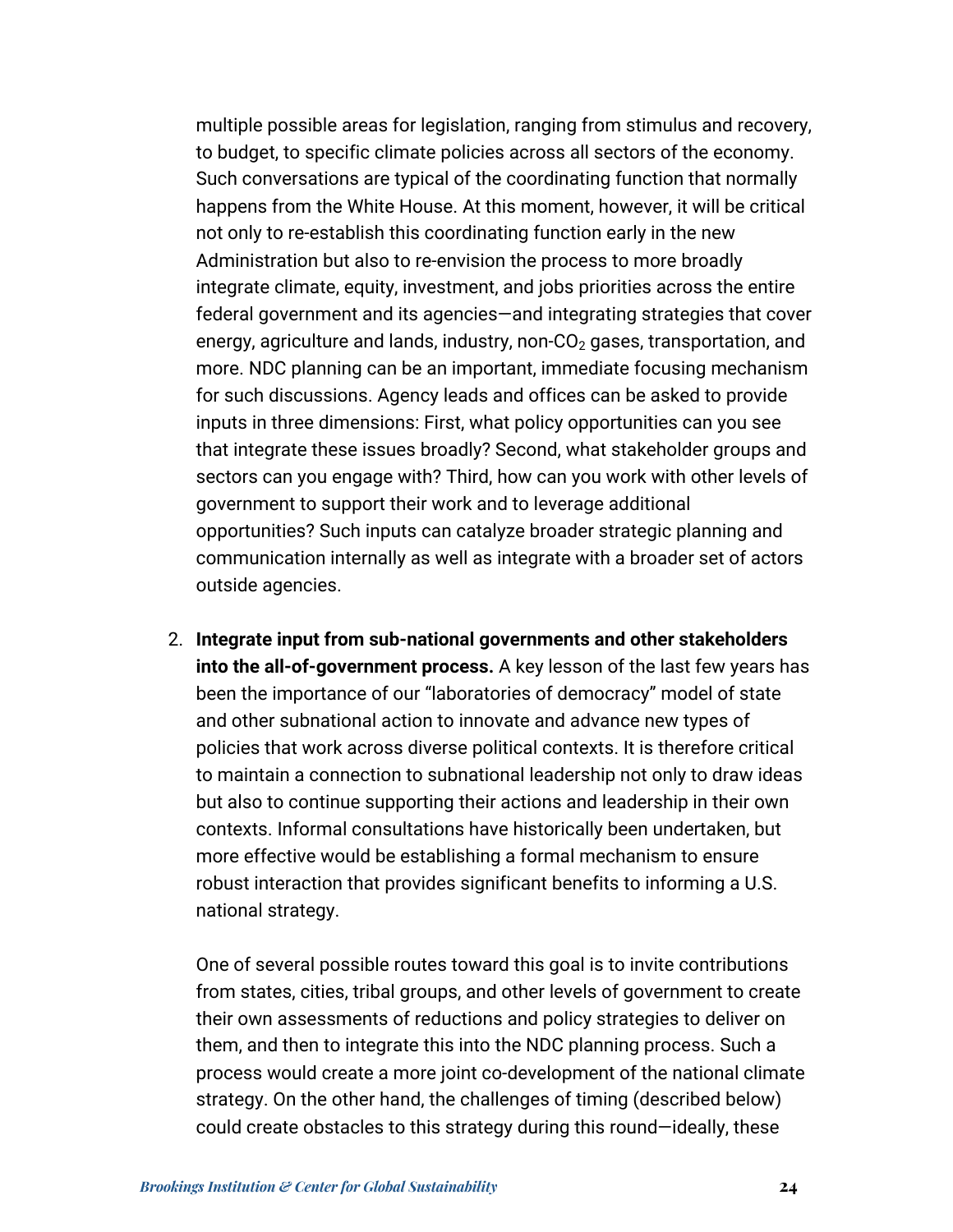multiple possible areas for legislation, ranging from stimulus and recovery, to budget, to specific climate policies across all sectors of the economy. Such conversations are typical of the coordinating function that normally happens from the White House. At this moment, however, it will be critical not only to re-establish this coordinating function early in the new Administration but also to re-envision the process to more broadly integrate climate, equity, investment, and jobs priorities across the entire federal government and its agencies—and integrating strategies that cover energy, agriculture and lands, industry, non-$CO_2$ gases, transportation, and more. NDC planning can be an important, immediate focusing mechanism for such discussions. Agency leads and offices can be asked to provide inputs in three dimensions: First, what policy opportunities can you see that integrate these issues broadly? Second, what stakeholder groups and sectors can you engage with? Third, how can you work with other levels of government to support their work and to leverage additional opportunities? Such inputs can catalyze broader strategic planning and communication internally as well as integrate with a broader set of actors outside agencies.

2. **Integrate input from sub-national governments and other stakeholders into the all-of-government process.** A key lesson of the last few years has been the importance of our "laboratories of democracy" model of state and other subnational action to innovate and advance new types of policies that work across diverse political contexts. It is therefore critical to maintain a connection to subnational leadership not only to draw ideas but also to continue supporting their actions and leadership in their own contexts. Informal consultations have historically been undertaken, but more effective would be establishing a formal mechanism to ensure robust interaction that provides significant benefits to informing a U.S. national strategy.

   One of several possible routes toward this goal is to invite contributions from states, cities, tribal groups, and other levels of government to create their own assessments of reductions and policy strategies to deliver on them, and then to integrate this into the NDC planning process. Such a process would create a more joint co-development of the national climate strategy. On the other hand, the challenges of timing (described below) could create obstacles to this strategy during this round—ideally, these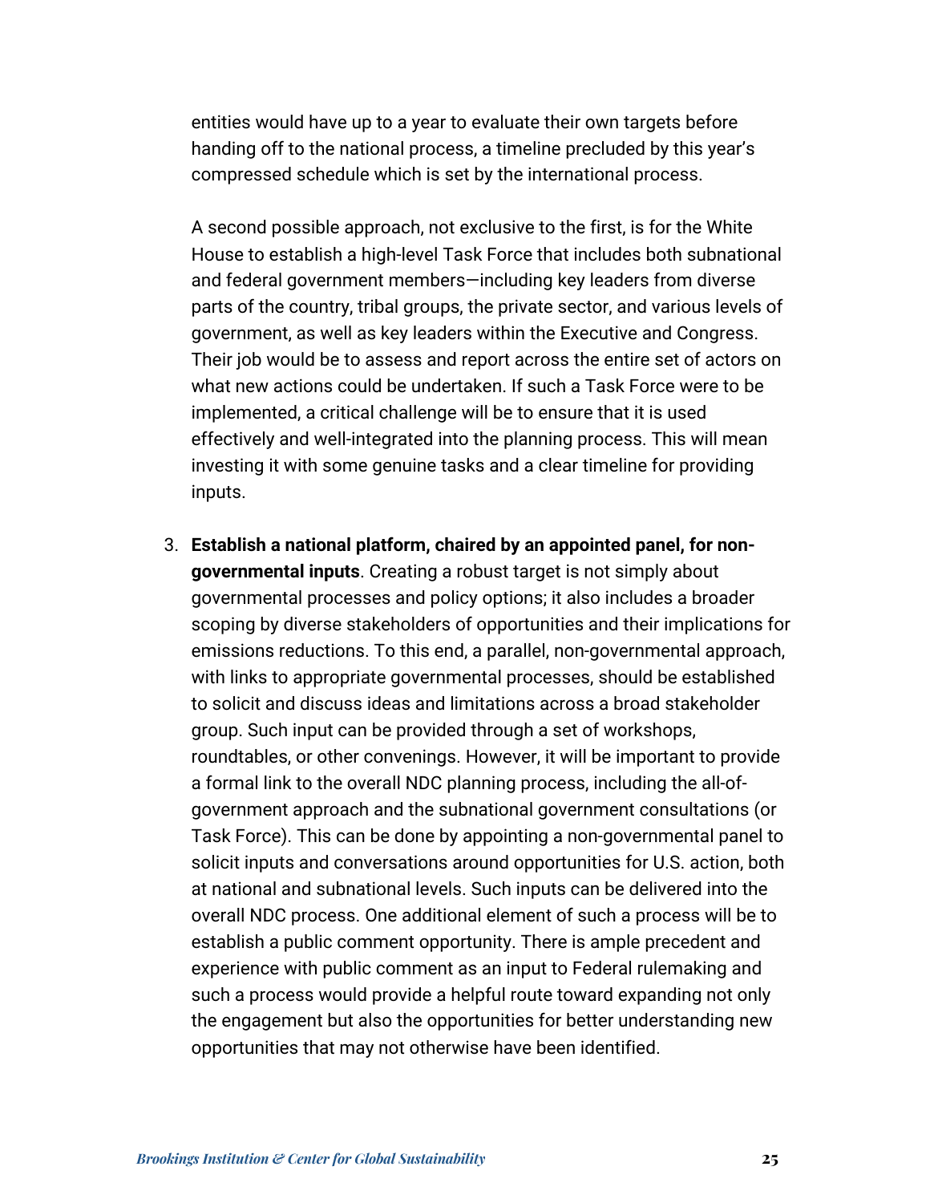entities would have up to a year to evaluate their own targets before handing off to the national process, a timeline precluded by this year's compressed schedule which is set by the international process.

A second possible approach, not exclusive to the first, is for the White House to establish a high-level Task Force that includes both subnational and federal government members—including key leaders from diverse parts of the country, tribal groups, the private sector, and various levels of government, as well as key leaders within the Executive and Congress. Their job would be to assess and report across the entire set of actors on what new actions could be undertaken. If such a Task Force were to be implemented, a critical challenge will be to ensure that it is used effectively and well-integrated into the planning process. This will mean investing it with some genuine tasks and a clear timeline for providing inputs.

3. **Establish a national platform, chaired by an appointed panel, for non-governmental inputs**. Creating a robust target is not simply about governmental processes and policy options; it also includes a broader scoping by diverse stakeholders of opportunities and their implications for emissions reductions. To this end, a parallel, non-governmental approach, with links to appropriate governmental processes, should be established to solicit and discuss ideas and limitations across a broad stakeholder group. Such input can be provided through a set of workshops, roundtables, or other convenings. However, it will be important to provide a formal link to the overall NDC planning process, including the all-of-government approach and the subnational government consultations (or Task Force). This can be done by appointing a non-governmental panel to solicit inputs and conversations around opportunities for U.S. action, both at national and subnational levels. Such inputs can be delivered into the overall NDC process. One additional element of such a process will be to establish a public comment opportunity. There is ample precedent and experience with public comment as an input to Federal rulemaking and such a process would provide a helpful route toward expanding not only the engagement but also the opportunities for better understanding new opportunities that may not otherwise have been identified.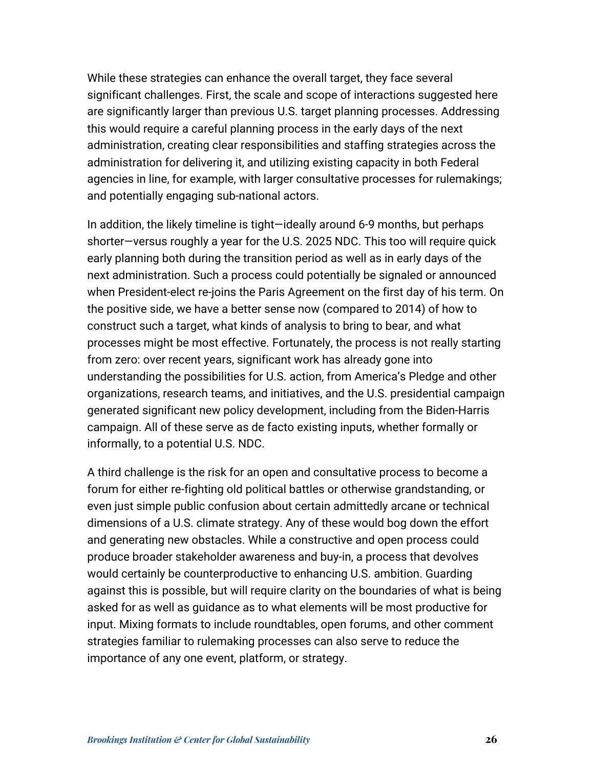While these strategies can enhance the overall target, they face several significant challenges. First, the scale and scope of interactions suggested here are significantly larger than previous U.S. target planning processes. Addressing this would require a careful planning process in the early days of the next administration, creating clear responsibilities and staffing strategies across the administration for delivering it, and utilizing existing capacity in both Federal agencies in line, for example, with larger consultative processes for rulemakings; and potentially engaging sub-national actors.

In addition, the likely timeline is tight—ideally around 6-9 months, but perhaps shorter—versus roughly a year for the U.S. 2025 NDC. This too will require quick early planning both during the transition period as well as in early days of the next administration. Such a process could potentially be signaled or announced when President-elect re-joins the Paris Agreement on the first day of his term. On the positive side, we have a better sense now (compared to 2014) of how to construct such a target, what kinds of analysis to bring to bear, and what processes might be most effective. Fortunately, the process is not really starting from zero: over recent years, significant work has already gone into understanding the possibilities for U.S. action, from America's Pledge and other organizations, research teams, and initiatives, and the U.S. presidential campaign generated significant new policy development, including from the Biden-Harris campaign. All of these serve as de facto existing inputs, whether formally or informally, to a potential U.S. NDC.

A third challenge is the risk for an open and consultative process to become a forum for either re-fighting old political battles or otherwise grandstanding, or even just simple public confusion about certain admittedly arcane or technical dimensions of a U.S. climate strategy. Any of these would bog down the effort and generating new obstacles. While a constructive and open process could produce broader stakeholder awareness and buy-in, a process that devolves would certainly be counterproductive to enhancing U.S. ambition. Guarding against this is possible, but will require clarity on the boundaries of what is being asked for as well as guidance as to what elements will be most productive for input. Mixing formats to include roundtables, open forums, and other comment strategies familiar to rulemaking processes can also serve to reduce the importance of any one event, platform, or strategy.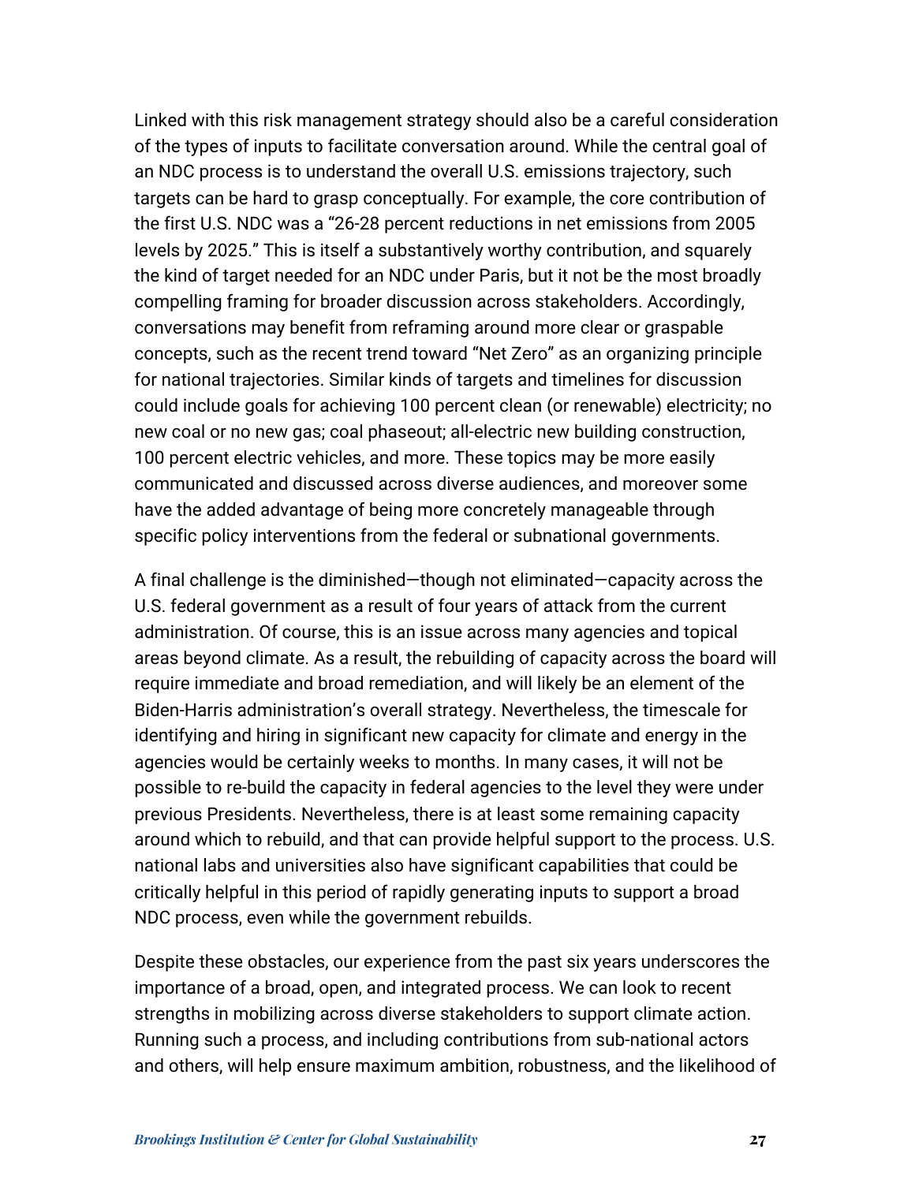Linked with this risk management strategy should also be a careful consideration of the types of inputs to facilitate conversation around. While the central goal of an NDC process is to understand the overall U.S. emissions trajectory, such targets can be hard to grasp conceptually. For example, the core contribution of the first U.S. NDC was a "26-28 percent reductions in net emissions from 2005 levels by 2025." This is itself a substantively worthy contribution, and squarely the kind of target needed for an NDC under Paris, but it not be the most broadly compelling framing for broader discussion across stakeholders. Accordingly, conversations may benefit from reframing around more clear or graspable concepts, such as the recent trend toward "Net Zero" as an organizing principle for national trajectories. Similar kinds of targets and timelines for discussion could include goals for achieving 100 percent clean (or renewable) electricity; no new coal or no new gas; coal phaseout; all-electric new building construction, 100 percent electric vehicles, and more. These topics may be more easily communicated and discussed across diverse audiences, and moreover some have the added advantage of being more concretely manageable through specific policy interventions from the federal or subnational governments.

A final challenge is the diminished—though not eliminated—capacity across the U.S. federal government as a result of four years of attack from the current administration. Of course, this is an issue across many agencies and topical areas beyond climate. As a result, the rebuilding of capacity across the board will require immediate and broad remediation, and will likely be an element of the Biden-Harris administration's overall strategy. Nevertheless, the timescale for identifying and hiring in significant new capacity for climate and energy in the agencies would be certainly weeks to months. In many cases, it will not be possible to re-build the capacity in federal agencies to the level they were under previous Presidents. Nevertheless, there is at least some remaining capacity around which to rebuild, and that can provide helpful support to the process. U.S. national labs and universities also have significant capabilities that could be critically helpful in this period of rapidly generating inputs to support a broad NDC process, even while the government rebuilds.

Despite these obstacles, our experience from the past six years underscores the importance of a broad, open, and integrated process. We can look to recent strengths in mobilizing across diverse stakeholders to support climate action. Running such a process, and including contributions from sub-national actors and others, will help ensure maximum ambition, robustness, and the likelihood of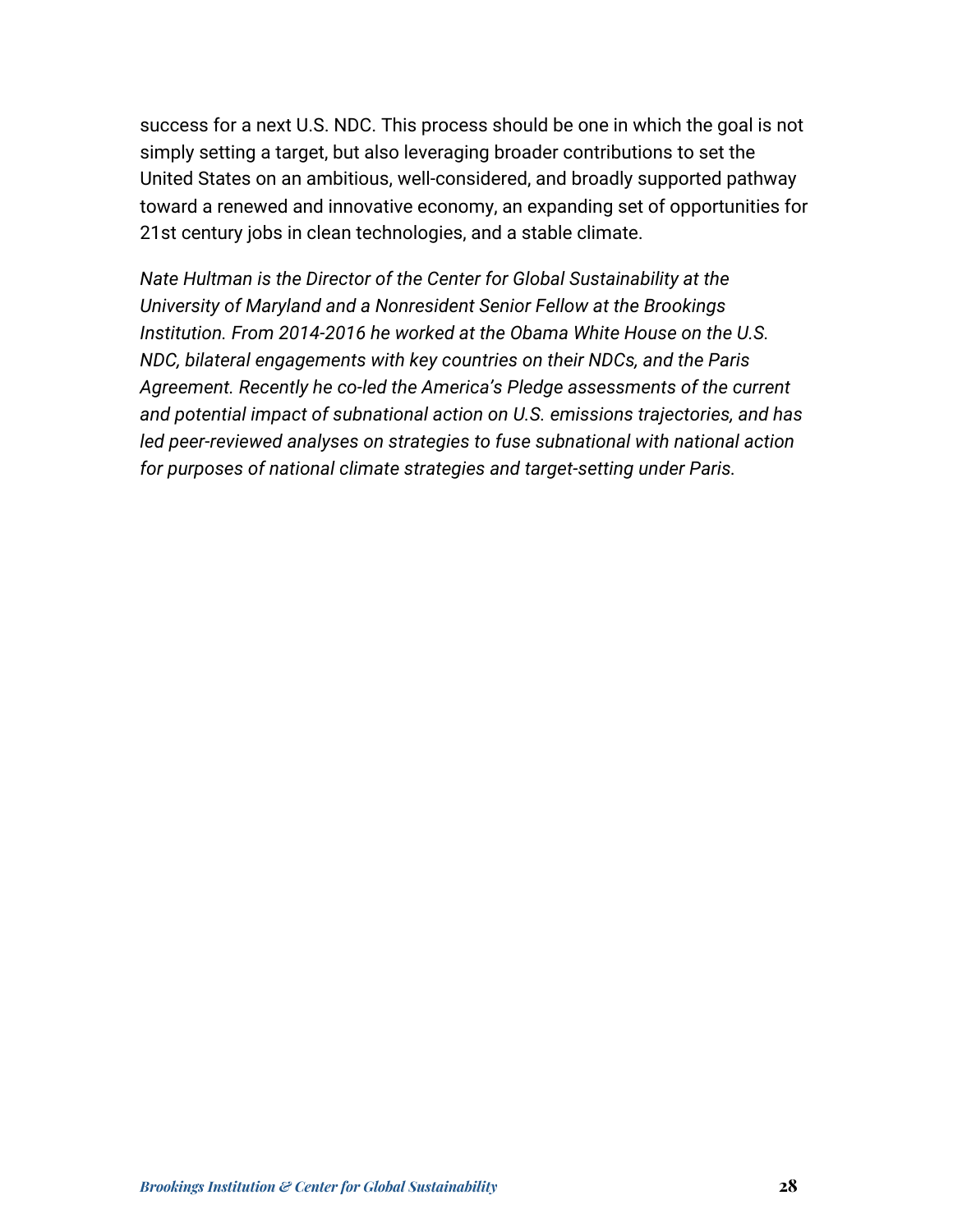success for a next U.S. NDC. This process should be one in which the goal is not simply setting a target, but also leveraging broader contributions to set the United States on an ambitious, well-considered, and broadly supported pathway toward a renewed and innovative economy, an expanding set of opportunities for 21st century jobs in clean technologies, and a stable climate.

*Nate Hultman is the Director of the Center for Global Sustainability at the University of Maryland and a Nonresident Senior Fellow at the Brookings Institution. From 2014-2016 he worked at the Obama White House on the U.S. NDC, bilateral engagements with key countries on their NDCs, and the Paris Agreement. Recently he co-led the America's Pledge assessments of the current and potential impact of subnational action on U.S. emissions trajectories, and has led peer-reviewed analyses on strategies to fuse subnational with national action for purposes of national climate strategies and target-setting under Paris.*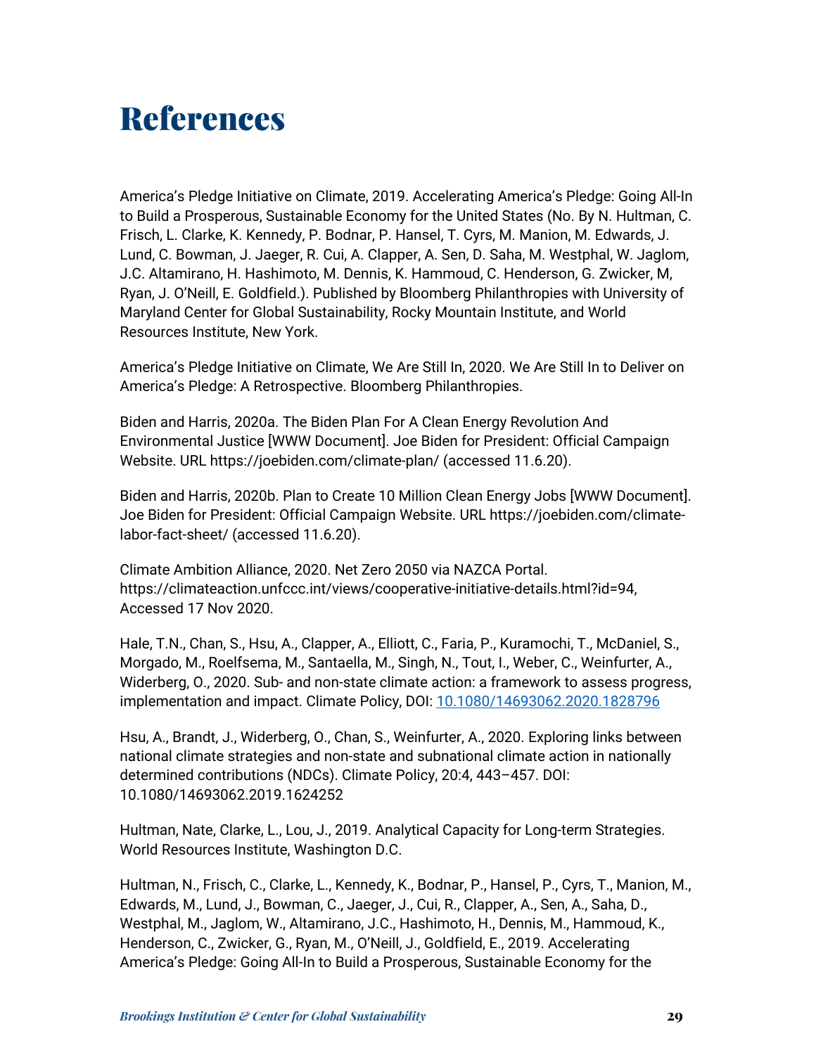# References

America's Pledge Initiative on Climate, 2019. Accelerating America's Pledge: Going All-In to Build a Prosperous, Sustainable Economy for the United States (No. By N. Hultman, C. Frisch, L. Clarke, K. Kennedy, P. Bodnar, P. Hansel, T. Cyrs, M. Manion, M. Edwards, J. Lund, C. Bowman, J. Jaeger, R. Cui, A. Clapper, A. Sen, D. Saha, M. Westphal, W. Jaglom, J.C. Altamirano, H. Hashimoto, M. Dennis, K. Hammoud, C. Henderson, G. Zwicker, M, Ryan, J. O'Neill, E. Goldfield.). Published by Bloomberg Philanthropies with University of Maryland Center for Global Sustainability, Rocky Mountain Institute, and World Resources Institute, New York.

America's Pledge Initiative on Climate, We Are Still In, 2020. We Are Still In to Deliver on America's Pledge: A Retrospective. Bloomberg Philanthropies.

Biden and Harris, 2020a. The Biden Plan For A Clean Energy Revolution And Environmental Justice [WWW Document]. Joe Biden for President: Official Campaign Website. URL https://joebiden.com/climate-plan/ (accessed 11.6.20).

Biden and Harris, 2020b. Plan to Create 10 Million Clean Energy Jobs [WWW Document]. Joe Biden for President: Official Campaign Website. URL https://joebiden.com/climate-labor-fact-sheet/ (accessed 11.6.20).

Climate Ambition Alliance, 2020. Net Zero 2050 via NAZCA Portal. https://climateaction.unfccc.int/views/cooperative-initiative-details.html?id=94, Accessed 17 Nov 2020.

Hale, T.N., Chan, S., Hsu, A., Clapper, A., Elliott, C., Faria, P., Kuramochi, T., McDaniel, S., Morgado, M., Roelfsema, M., Santaella, M., Singh, N., Tout, I., Weber, C., Weinfurter, A., Widerberg, O., 2020. Sub- and non-state climate action: a framework to assess progress, implementation and impact. Climate Policy, DOI: [10.1080/14693062.2020.1828796](https://doi.org/10.1080/14693062.2020.1828796)

Hsu, A., Brandt, J., Widerberg, O., Chan, S., Weinfurter, A., 2020. Exploring links between national climate strategies and non-state and subnational climate action in nationally determined contributions (NDCs). Climate Policy, 20:4, 443–457. DOI: 10.1080/14693062.2019.1624252

Hultman, Nate, Clarke, L., Lou, J., 2019. Analytical Capacity for Long-term Strategies. World Resources Institute, Washington D.C.

Hultman, N., Frisch, C., Clarke, L., Kennedy, K., Bodnar, P., Hansel, P., Cyrs, T., Manion, M., Edwards, M., Lund, J., Bowman, C., Jaeger, J., Cui, R., Clapper, A., Sen, A., Saha, D., Westphal, M., Jaglom, W., Altamirano, J.C., Hashimoto, H., Dennis, M., Hammoud, K., Henderson, C., Zwicker, G., Ryan, M., O'Neill, J., Goldfield, E., 2019. Accelerating America's Pledge: Going All-In to Build a Prosperous, Sustainable Economy for the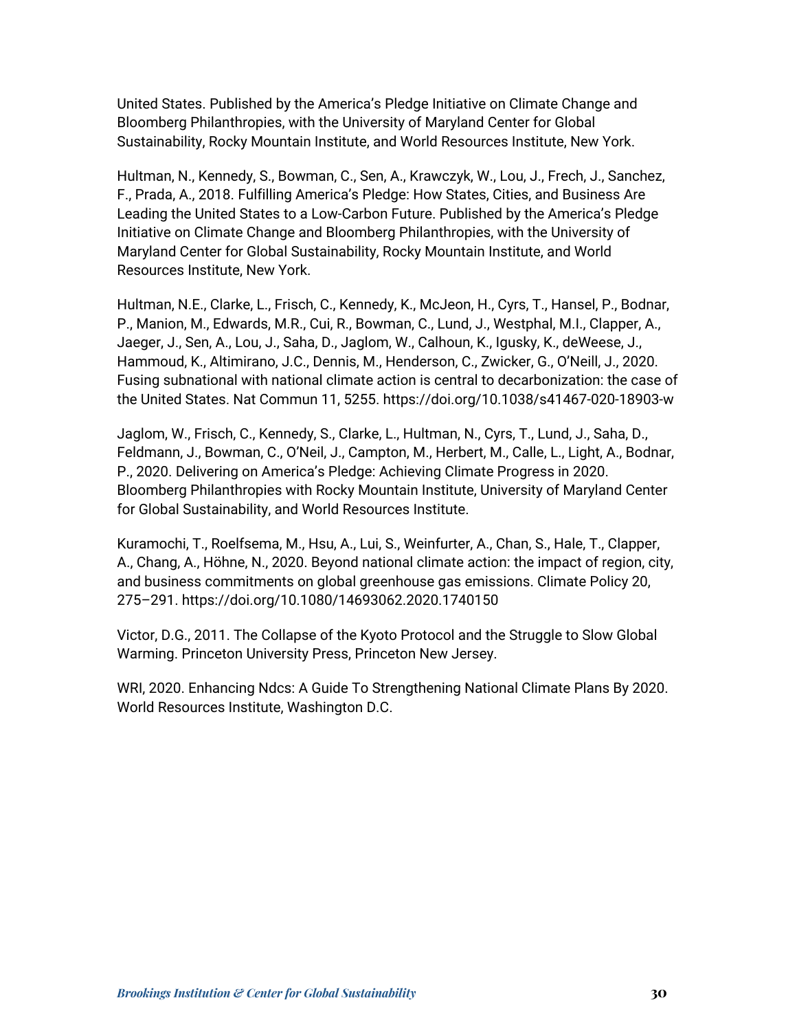United States. Published by the America's Pledge Initiative on Climate Change and Bloomberg Philanthropies, with the University of Maryland Center for Global Sustainability, Rocky Mountain Institute, and World Resources Institute, New York.

Hultman, N., Kennedy, S., Bowman, C., Sen, A., Krawczyk, W., Lou, J., Frech, J., Sanchez, F., Prada, A., 2018. Fulfilling America's Pledge: How States, Cities, and Business Are Leading the United States to a Low-Carbon Future. Published by the America's Pledge Initiative on Climate Change and Bloomberg Philanthropies, with the University of Maryland Center for Global Sustainability, Rocky Mountain Institute, and World Resources Institute, New York.

Hultman, N.E., Clarke, L., Frisch, C., Kennedy, K., McJeon, H., Cyrs, T., Hansel, P., Bodnar, P., Manion, M., Edwards, M.R., Cui, R., Bowman, C., Lund, J., Westphal, M.I., Clapper, A., Jaeger, J., Sen, A., Lou, J., Saha, D., Jaglom, W., Calhoun, K., Igusky, K., deWeese, J., Hammoud, K., Altimirano, J.C., Dennis, M., Henderson, C., Zwicker, G., O'Neill, J., 2020. Fusing subnational with national climate action is central to decarbonization: the case of the United States. Nat Commun 11, 5255. https://doi.org/10.1038/s41467-020-18903-w

Jaglom, W., Frisch, C., Kennedy, S., Clarke, L., Hultman, N., Cyrs, T., Lund, J., Saha, D., Feldmann, J., Bowman, C., O'Neil, J., Campton, M., Herbert, M., Calle, L., Light, A., Bodnar, P., 2020. Delivering on America's Pledge: Achieving Climate Progress in 2020. Bloomberg Philanthropies with Rocky Mountain Institute, University of Maryland Center for Global Sustainability, and World Resources Institute.

Kuramochi, T., Roelfsema, M., Hsu, A., Lui, S., Weinfurter, A., Chan, S., Hale, T., Clapper, A., Chang, A., Höhne, N., 2020. Beyond national climate action: the impact of region, city, and business commitments on global greenhouse gas emissions. Climate Policy 20, 275–291. https://doi.org/10.1080/14693062.2020.1740150

Victor, D.G., 2011. The Collapse of the Kyoto Protocol and the Struggle to Slow Global Warming. Princeton University Press, Princeton New Jersey.

WRI, 2020. Enhancing Ndcs: A Guide To Strengthening National Climate Plans By 2020. World Resources Institute, Washington D.C.